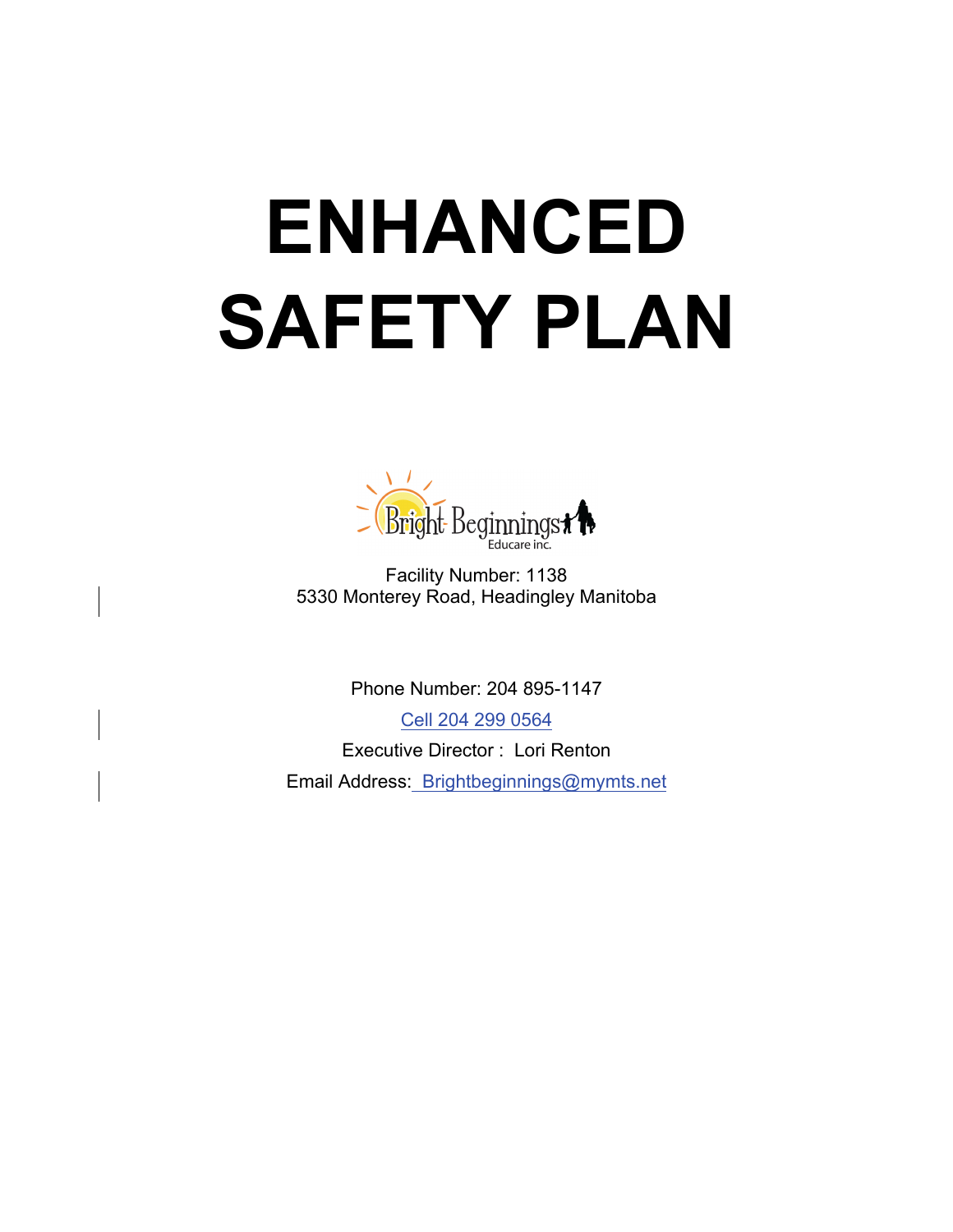# ENHANCED SAFETY PLAN

Bright Beginnings Educare inc.

Facility Number: 1138
5330 Monterey Road, Headingley Manitoba

Phone Number: 204 895-1147

Cell 204 299 0564

Executive Director : Lori Renton

Email Address: Brightbeginnings@mymts.net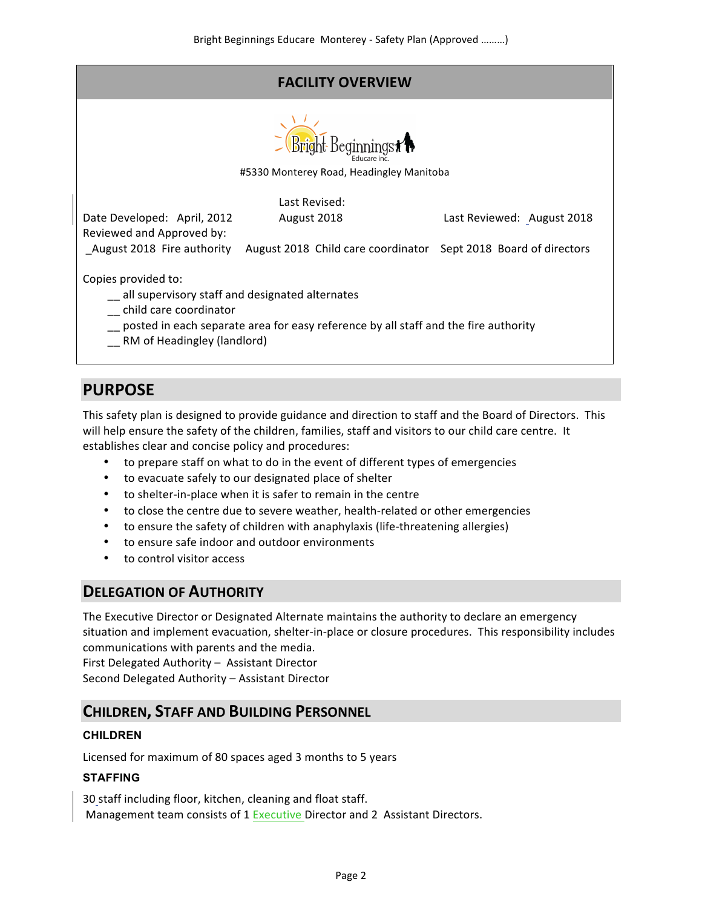## FACILITY OVERVIEW

Bright Beginnings Educare inc.

#5330 Monterey Road, Headingley Manitoba

Date Developed: April, 2012 &nbsp;&nbsp; Last Revised: August 2018 &nbsp;&nbsp; Last Reviewed: August 2018

Reviewed and Approved by:

_August 2018 Fire authority &nbsp;&nbsp; August 2018 Child care coordinator &nbsp;&nbsp; Sept 2018 Board of directors

Copies provided to:

__ all supervisory staff and designated alternates
__ child care coordinator
__ posted in each separate area for easy reference by all staff and the fire authority
__ RM of Headingley (landlord)

## PURPOSE

This safety plan is designed to provide guidance and direction to staff and the Board of Directors. This will help ensure the safety of the children, families, staff and visitors to our child care centre. It establishes clear and concise policy and procedures:

- to prepare staff on what to do in the event of different types of emergencies
- to evacuate safely to our designated place of shelter
- to shelter-in-place when it is safer to remain in the centre
- to close the centre due to severe weather, health-related or other emergencies
- to ensure the safety of children with anaphylaxis (life-threatening allergies)
- to ensure safe indoor and outdoor environments
- to control visitor access

## DELEGATION OF AUTHORITY

The Executive Director or Designated Alternate maintains the authority to declare an emergency situation and implement evacuation, shelter-in-place or closure procedures. This responsibility includes communications with parents and the media.

First Delegated Authority – Assistant Director
Second Delegated Authority – Assistant Director

## CHILDREN, STAFF AND BUILDING PERSONNEL

### CHILDREN

Licensed for maximum of 80 spaces aged 3 months to 5 years

### STAFFING

30 staff including floor, kitchen, cleaning and float staff.
Management team consists of 1 Executive Director and 2 Assistant Directors.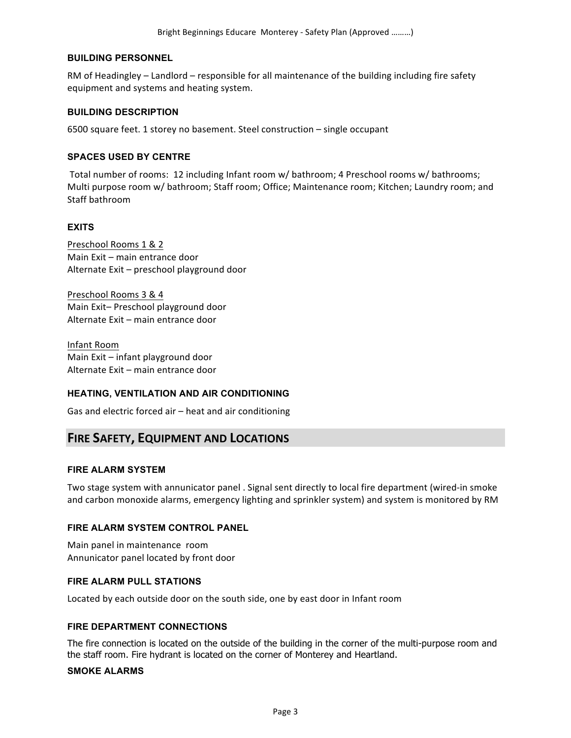### BUILDING PERSONNEL

RM of Headingley – Landlord – responsible for all maintenance of the building including fire safety equipment and systems and heating system.

### BUILDING DESCRIPTION

6500 square feet. 1 storey no basement. Steel construction – single occupant

### SPACES USED BY CENTRE

Total number of rooms: 12 including Infant room w/ bathroom; 4 Preschool rooms w/ bathrooms; Multi purpose room w/ bathroom; Staff room; Office; Maintenance room; Kitchen; Laundry room; and Staff bathroom

### EXITS

<u>Preschool Rooms 1 & 2</u>
Main Exit – main entrance door
Alternate Exit – preschool playground door

<u>Preschool Rooms 3 & 4</u>
Main Exit– Preschool playground door
Alternate Exit – main entrance door

<u>Infant Room</u>
Main Exit – infant playground door
Alternate Exit – main entrance door

### HEATING, VENTILATION AND AIR CONDITIONING

Gas and electric forced air – heat and air conditioning

## FIRE SAFETY, EQUIPMENT AND LOCATIONS

### FIRE ALARM SYSTEM

Two stage system with annunicator panel . Signal sent directly to local fire department (wired-in smoke and carbon monoxide alarms, emergency lighting and sprinkler system) and system is monitored by RM

### FIRE ALARM SYSTEM CONTROL PANEL

Main panel in maintenance room
Annunicator panel located by front door

### FIRE ALARM PULL STATIONS

Located by each outside door on the south side, one by east door in Infant room

### FIRE DEPARTMENT CONNECTIONS

The fire connection is located on the outside of the building in the corner of the multi-purpose room and the staff room. Fire hydrant is located on the corner of Monterey and Heartland.

### SMOKE ALARMS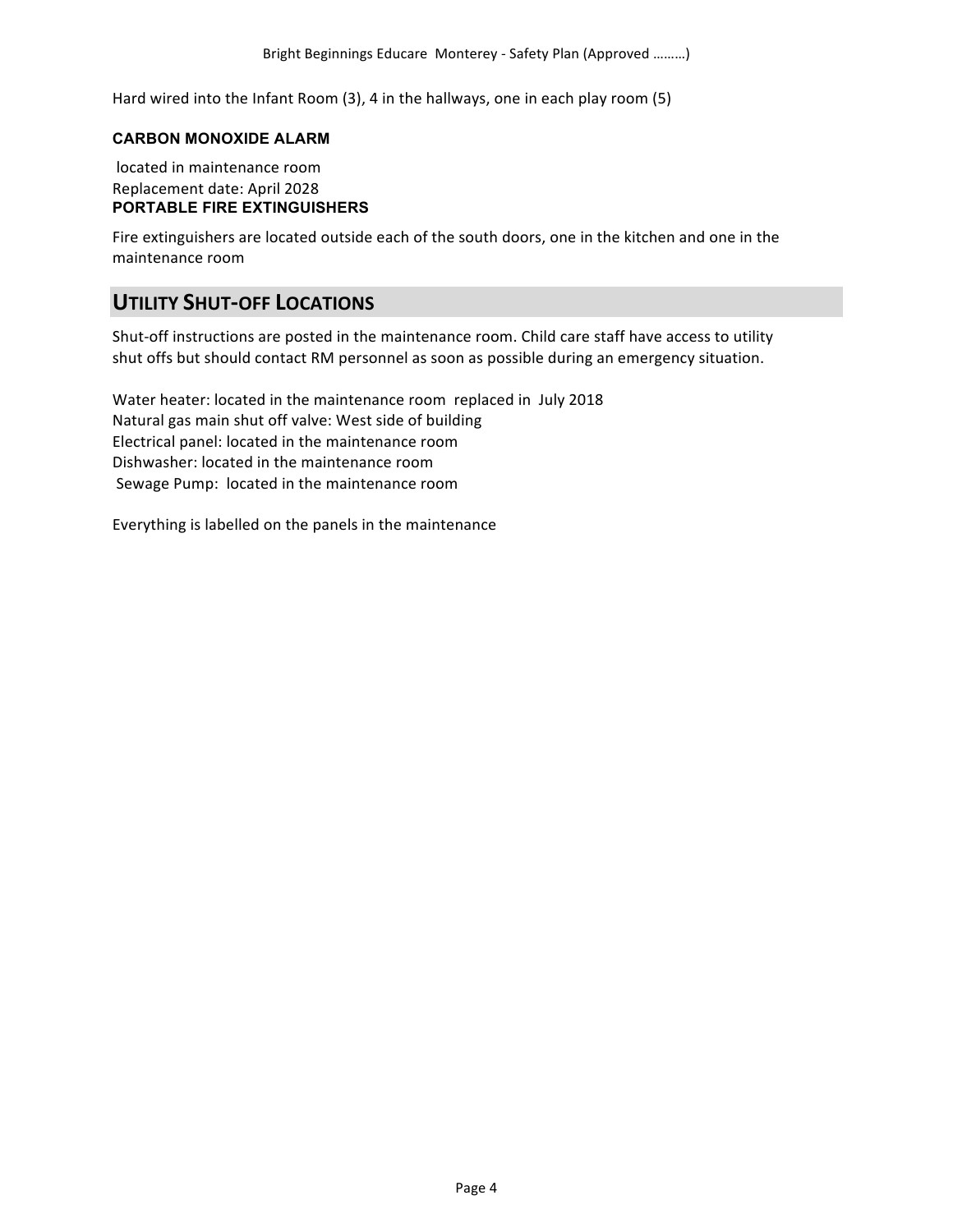Hard wired into the Infant Room (3), 4 in the hallways, one in each play room (5)

### CARBON MONOXIDE ALARM

located in maintenance room
Replacement date: April 2028

### PORTABLE FIRE EXTINGUISHERS

Fire extinguishers are located outside each of the south doors, one in the kitchen and one in the maintenance room

## UTILITY SHUT-OFF LOCATIONS

Shut-off instructions are posted in the maintenance room. Child care staff have access to utility shut offs but should contact RM personnel as soon as possible during an emergency situation.

Water heater: located in the maintenance room replaced in July 2018
Natural gas main shut off valve: West side of building
Electrical panel: located in the maintenance room
Dishwasher: located in the maintenance room
Sewage Pump: located in the maintenance room

Everything is labelled on the panels in the maintenance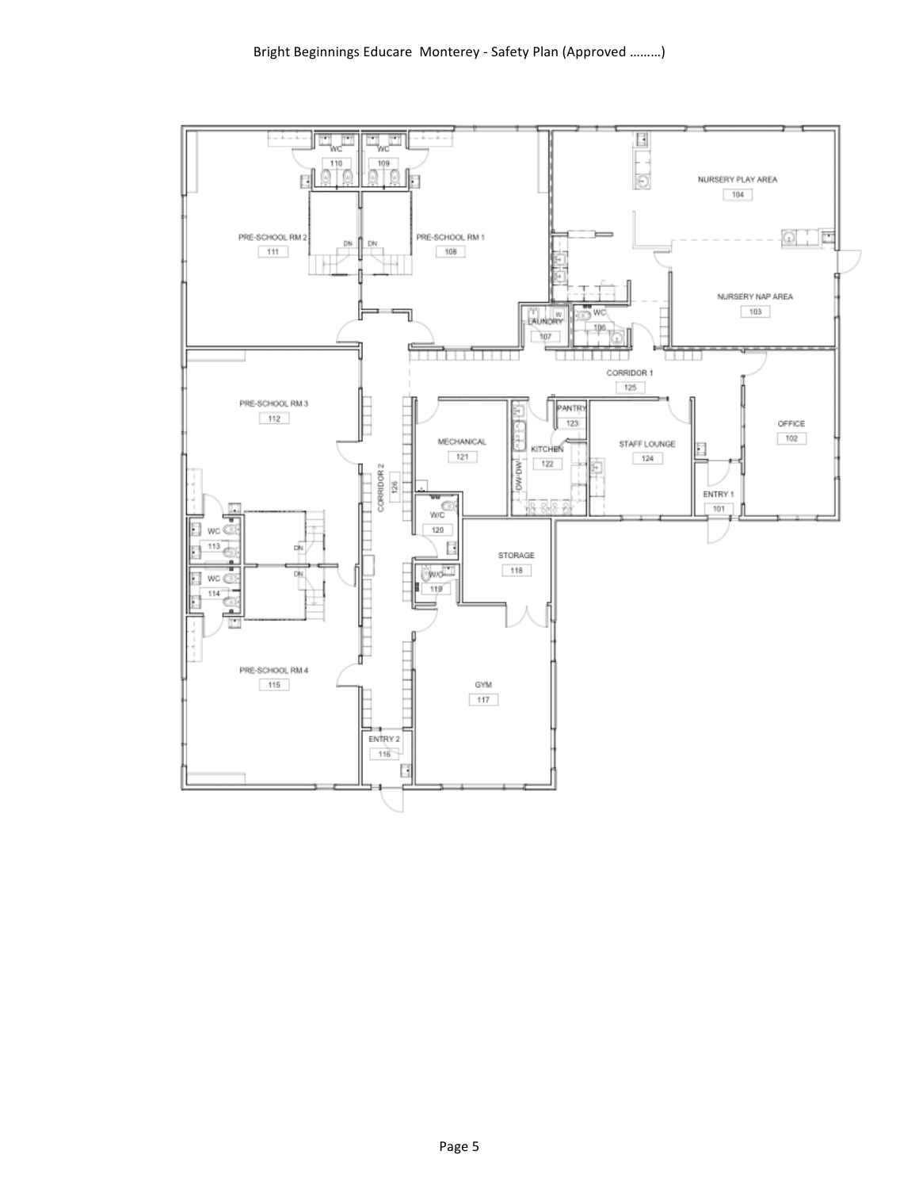WC 110

WC 109

PRE-SCHOOL RM 2 111

DN

DN

PRE-SCHOOL RM 1 108

NURSERY PLAY AREA 104

NURSERY NAP AREA 103

LAUNDRY 107

W

WC 106

CORRIDOR 1 125

PRE-SCHOOL RM 3 112

MECHANICAL 121

PANTRY 123

KITCHEN 122

DW DW

STAFF LOUNGE 124

OFFICE 102

ENTRY 1 101

CORRIDOR 2 126

W/C 120

WC 113

DN

WC 114

DN

STORAGE 118

W/C 119

PRE-SCHOOL RM 4 115

GYM 117

ENTRY 2 116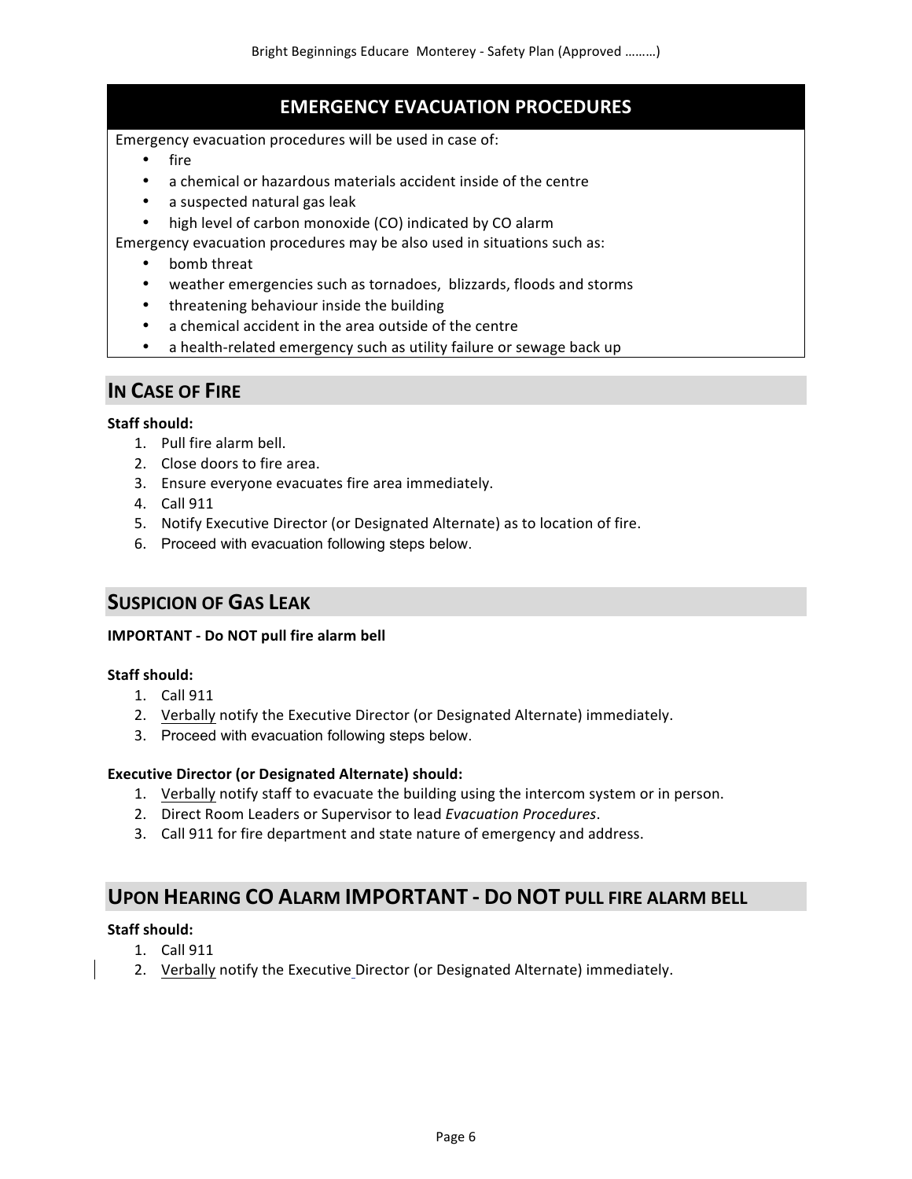## EMERGENCY EVACUATION PROCEDURES

Emergency evacuation procedures will be used in case of:

- fire
- a chemical or hazardous materials accident inside of the centre
- a suspected natural gas leak
- high level of carbon monoxide (CO) indicated by CO alarm

Emergency evacuation procedures may be also used in situations such as:

- bomb threat
- weather emergencies such as tornadoes, blizzards, floods and storms
- threatening behaviour inside the building
- a chemical accident in the area outside of the centre
- a health-related emergency such as utility failure or sewage back up

## IN CASE OF FIRE

**Staff should:**

1. Pull fire alarm bell.
2. Close doors to fire area.
3. Ensure everyone evacuates fire area immediately.
4. Call 911
5. Notify Executive Director (or Designated Alternate) as to location of fire.
6. Proceed with evacuation following steps below.

## SUSPICION OF GAS LEAK

**IMPORTANT - Do NOT pull fire alarm bell**

**Staff should:**

1. Call 911
2. Verbally notify the Executive Director (or Designated Alternate) immediately.
3. Proceed with evacuation following steps below.

**Executive Director (or Designated Alternate) should:**

1. Verbally notify staff to evacuate the building using the intercom system or in person.
2. Direct Room Leaders or Supervisor to lead *Evacuation Procedures*.
3. Call 911 for fire department and state nature of emergency and address.

## UPON HEARING CO ALARM IMPORTANT - DO NOT PULL FIRE ALARM BELL

**Staff should:**

1. Call 911
2. Verbally notify the Executive Director (or Designated Alternate) immediately.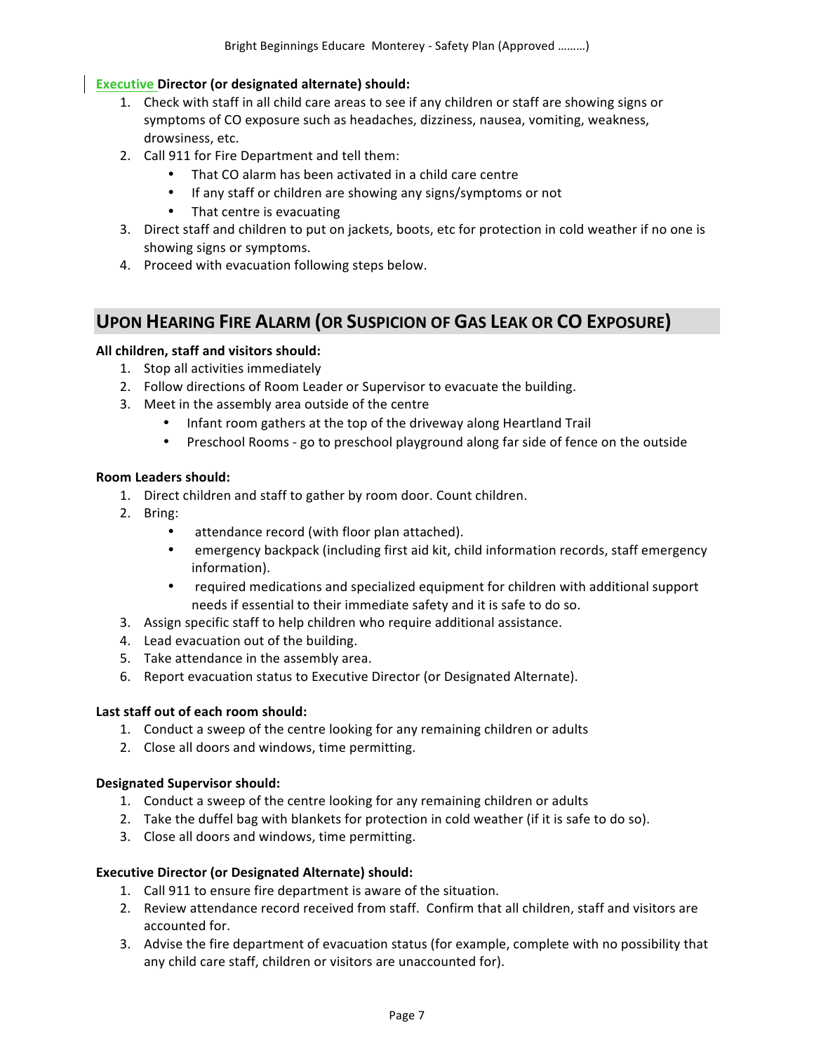**Executive Director (or designated alternate) should:**

1. Check with staff in all child care areas to see if any children or staff are showing signs or symptoms of CO exposure such as headaches, dizziness, nausea, vomiting, weakness, drowsiness, etc.
2. Call 911 for Fire Department and tell them:
   - That CO alarm has been activated in a child care centre
   - If any staff or children are showing any signs/symptoms or not
   - That centre is evacuating
3. Direct staff and children to put on jackets, boots, etc for protection in cold weather if no one is showing signs or symptoms.
4. Proceed with evacuation following steps below.

## UPON HEARING FIRE ALARM (OR SUSPICION OF GAS LEAK OR CO EXPOSURE)

**All children, staff and visitors should:**

1. Stop all activities immediately
2. Follow directions of Room Leader or Supervisor to evacuate the building.
3. Meet in the assembly area outside of the centre
   - Infant room gathers at the top of the driveway along Heartland Trail
   - Preschool Rooms - go to preschool playground along far side of fence on the outside

**Room Leaders should:**

1. Direct children and staff to gather by room door. Count children.
2. Bring:
   - attendance record (with floor plan attached).
   - emergency backpack (including first aid kit, child information records, staff emergency information).
   - required medications and specialized equipment for children with additional support needs if essential to their immediate safety and it is safe to do so.
3. Assign specific staff to help children who require additional assistance.
4. Lead evacuation out of the building.
5. Take attendance in the assembly area.
6. Report evacuation status to Executive Director (or Designated Alternate).

**Last staff out of each room should:**

1. Conduct a sweep of the centre looking for any remaining children or adults
2. Close all doors and windows, time permitting.

**Designated Supervisor should:**

1. Conduct a sweep of the centre looking for any remaining children or adults
2. Take the duffel bag with blankets for protection in cold weather (if it is safe to do so).
3. Close all doors and windows, time permitting.

**Executive Director (or Designated Alternate) should:**

1. Call 911 to ensure fire department is aware of the situation.
2. Review attendance record received from staff. Confirm that all children, staff and visitors are accounted for.
3. Advise the fire department of evacuation status (for example, complete with no possibility that any child care staff, children or visitors are unaccounted for).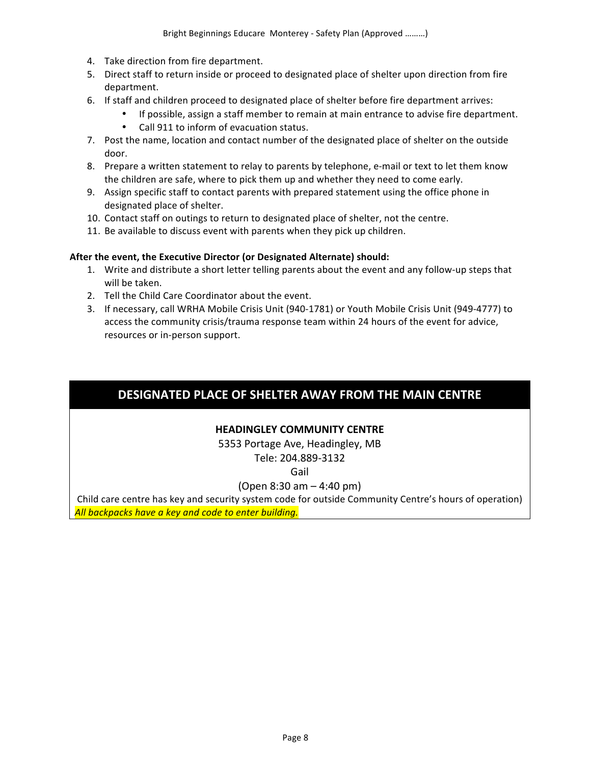4. Take direction from fire department.
5. Direct staff to return inside or proceed to designated place of shelter upon direction from fire department.
6. If staff and children proceed to designated place of shelter before fire department arrives:
   - If possible, assign a staff member to remain at main entrance to advise fire department.
   - Call 911 to inform of evacuation status.
7. Post the name, location and contact number of the designated place of shelter on the outside door.
8. Prepare a written statement to relay to parents by telephone, e-mail or text to let them know the children are safe, where to pick them up and whether they need to come early.
9. Assign specific staff to contact parents with prepared statement using the office phone in designated place of shelter.
10. Contact staff on outings to return to designated place of shelter, not the centre.
11. Be available to discuss event with parents when they pick up children.

**After the event, the Executive Director (or Designated Alternate) should:**

1. Write and distribute a short letter telling parents about the event and any follow-up steps that will be taken.
2. Tell the Child Care Coordinator about the event.
3. If necessary, call WRHA Mobile Crisis Unit (940-1781) or Youth Mobile Crisis Unit (949-4777) to access the community crisis/trauma response team within 24 hours of the event for advice, resources or in-person support.

## DESIGNATED PLACE OF SHELTER AWAY FROM THE MAIN CENTRE

**HEADINGLEY COMMUNITY CENTRE**

5353 Portage Ave, Headingley, MB

Tele: 204.889-3132

Gail

(Open 8:30 am – 4:40 pm)

Child care centre has key and security system code for outside Community Centre's hours of operation)

*All backpacks have a key and code to enter building.*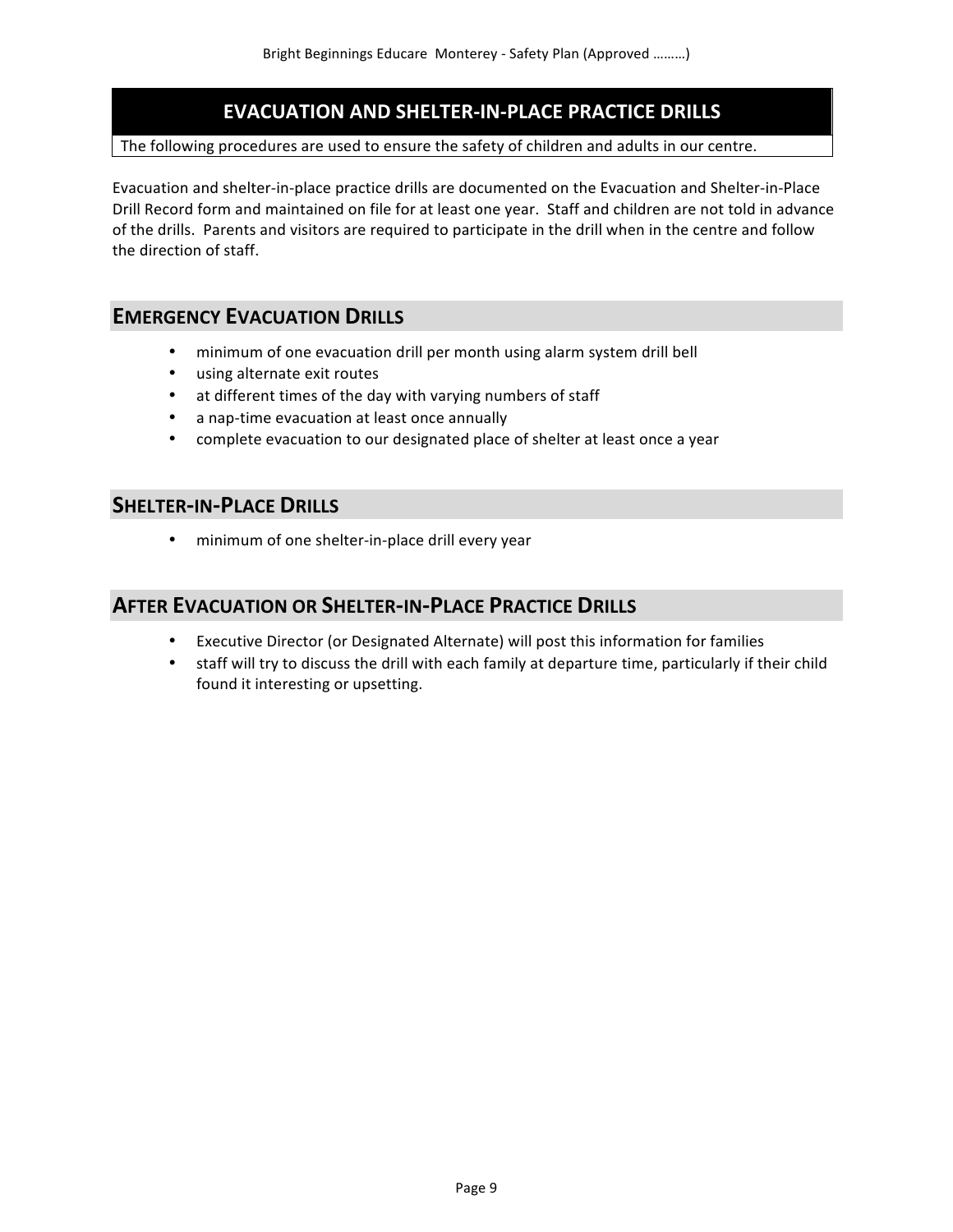# EVACUATION AND SHELTER-IN-PLACE PRACTICE DRILLS

The following procedures are used to ensure the safety of children and adults in our centre.

Evacuation and shelter-in-place practice drills are documented on the Evacuation and Shelter-in-Place Drill Record form and maintained on file for at least one year. Staff and children are not told in advance of the drills. Parents and visitors are required to participate in the drill when in the centre and follow the direction of staff.

## EMERGENCY EVACUATION DRILLS

- minimum of one evacuation drill per month using alarm system drill bell
- using alternate exit routes
- at different times of the day with varying numbers of staff
- a nap-time evacuation at least once annually
- complete evacuation to our designated place of shelter at least once a year

## SHELTER-IN-PLACE DRILLS

- minimum of one shelter-in-place drill every year

## AFTER EVACUATION OR SHELTER-IN-PLACE PRACTICE DRILLS

- Executive Director (or Designated Alternate) will post this information for families
- staff will try to discuss the drill with each family at departure time, particularly if their child found it interesting or upsetting.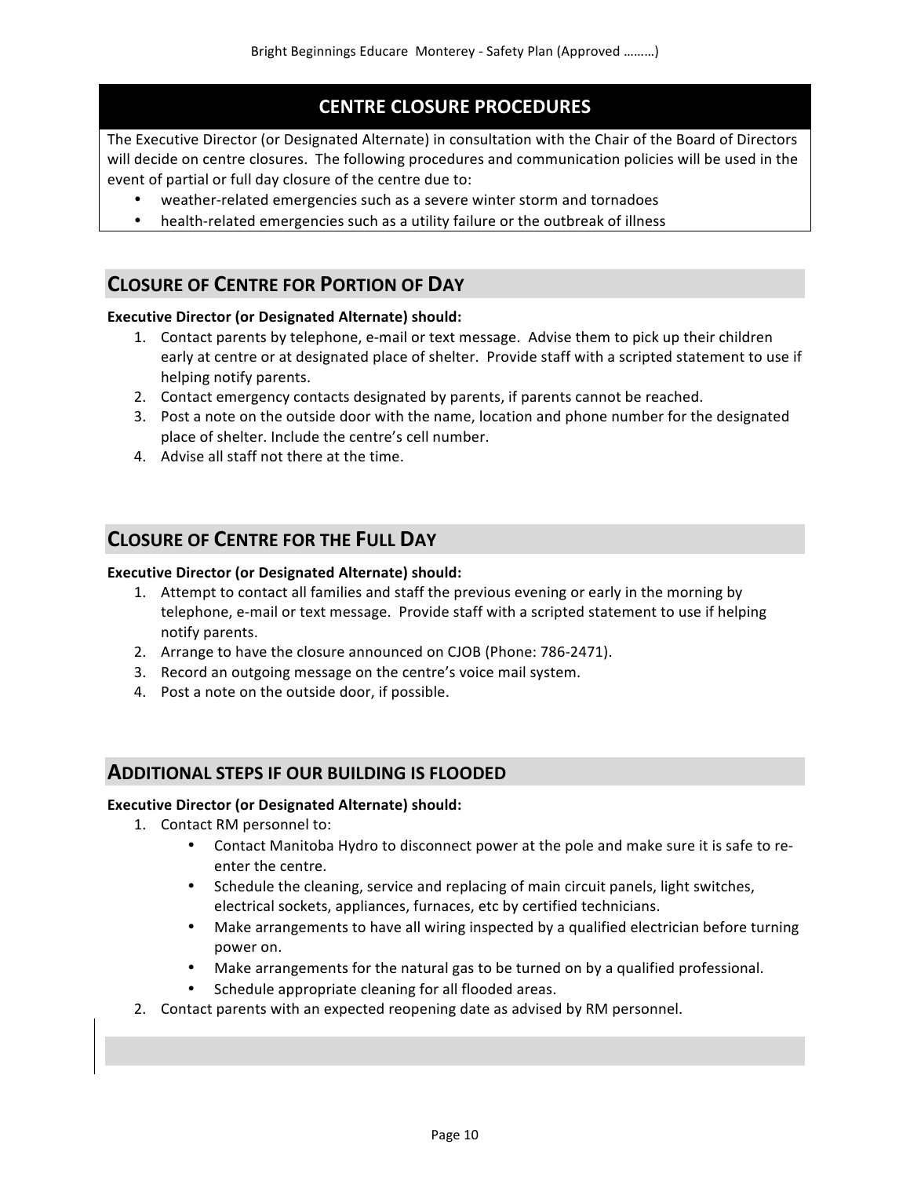## CENTRE CLOSURE PROCEDURES

The Executive Director (or Designated Alternate) in consultation with the Chair of the Board of Directors will decide on centre closures. The following procedures and communication policies will be used in the event of partial or full day closure of the centre due to:

- weather-related emergencies such as a severe winter storm and tornadoes
- health-related emergencies such as a utility failure or the outbreak of illness

## CLOSURE OF CENTRE FOR PORTION OF DAY

**Executive Director (or Designated Alternate) should:**

1. Contact parents by telephone, e-mail or text message. Advise them to pick up their children early at centre or at designated place of shelter. Provide staff with a scripted statement to use if helping notify parents.
2. Contact emergency contacts designated by parents, if parents cannot be reached.
3. Post a note on the outside door with the name, location and phone number for the designated place of shelter. Include the centre's cell number.
4. Advise all staff not there at the time.

## CLOSURE OF CENTRE FOR THE FULL DAY

**Executive Director (or Designated Alternate) should:**

1. Attempt to contact all families and staff the previous evening or early in the morning by telephone, e-mail or text message. Provide staff with a scripted statement to use if helping notify parents.
2. Arrange to have the closure announced on CJOB (Phone: 786-2471).
3. Record an outgoing message on the centre's voice mail system.
4. Post a note on the outside door, if possible.

## ADDITIONAL STEPS IF OUR BUILDING IS FLOODED

**Executive Director (or Designated Alternate) should:**

1. Contact RM personnel to:
   - Contact Manitoba Hydro to disconnect power at the pole and make sure it is safe to re-enter the centre.
   - Schedule the cleaning, service and replacing of main circuit panels, light switches, electrical sockets, appliances, furnaces, etc by certified technicians.
   - Make arrangements to have all wiring inspected by a qualified electrician before turning power on.
   - Make arrangements for the natural gas to be turned on by a qualified professional.
   - Schedule appropriate cleaning for all flooded areas.
2. Contact parents with an expected reopening date as advised by RM personnel.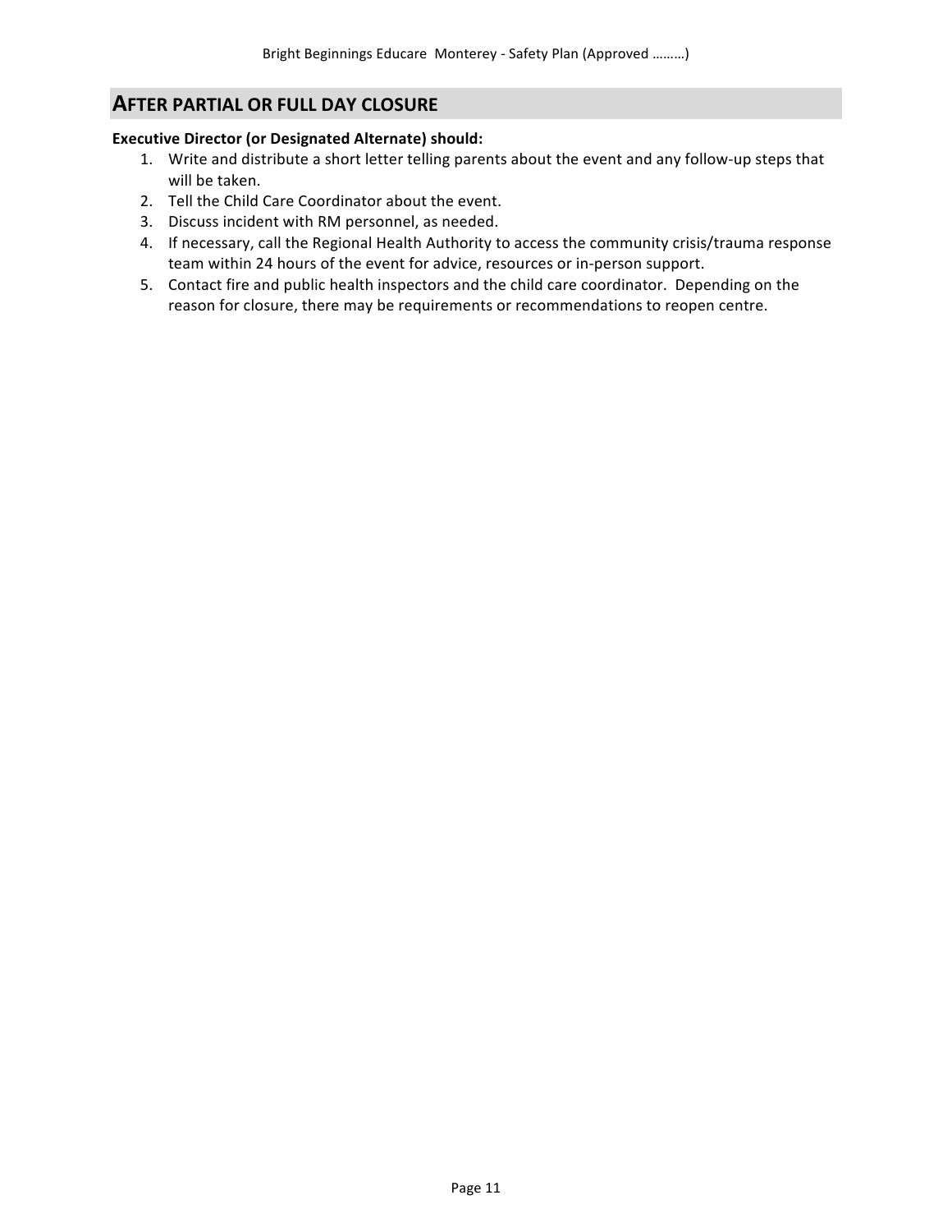## AFTER PARTIAL OR FULL DAY CLOSURE

**Executive Director (or Designated Alternate) should:**

1. Write and distribute a short letter telling parents about the event and any follow-up steps that will be taken.
2. Tell the Child Care Coordinator about the event.
3. Discuss incident with RM personnel, as needed.
4. If necessary, call the Regional Health Authority to access the community crisis/trauma response team within 24 hours of the event for advice, resources or in-person support.
5. Contact fire and public health inspectors and the child care coordinator. Depending on the reason for closure, there may be requirements or recommendations to reopen centre.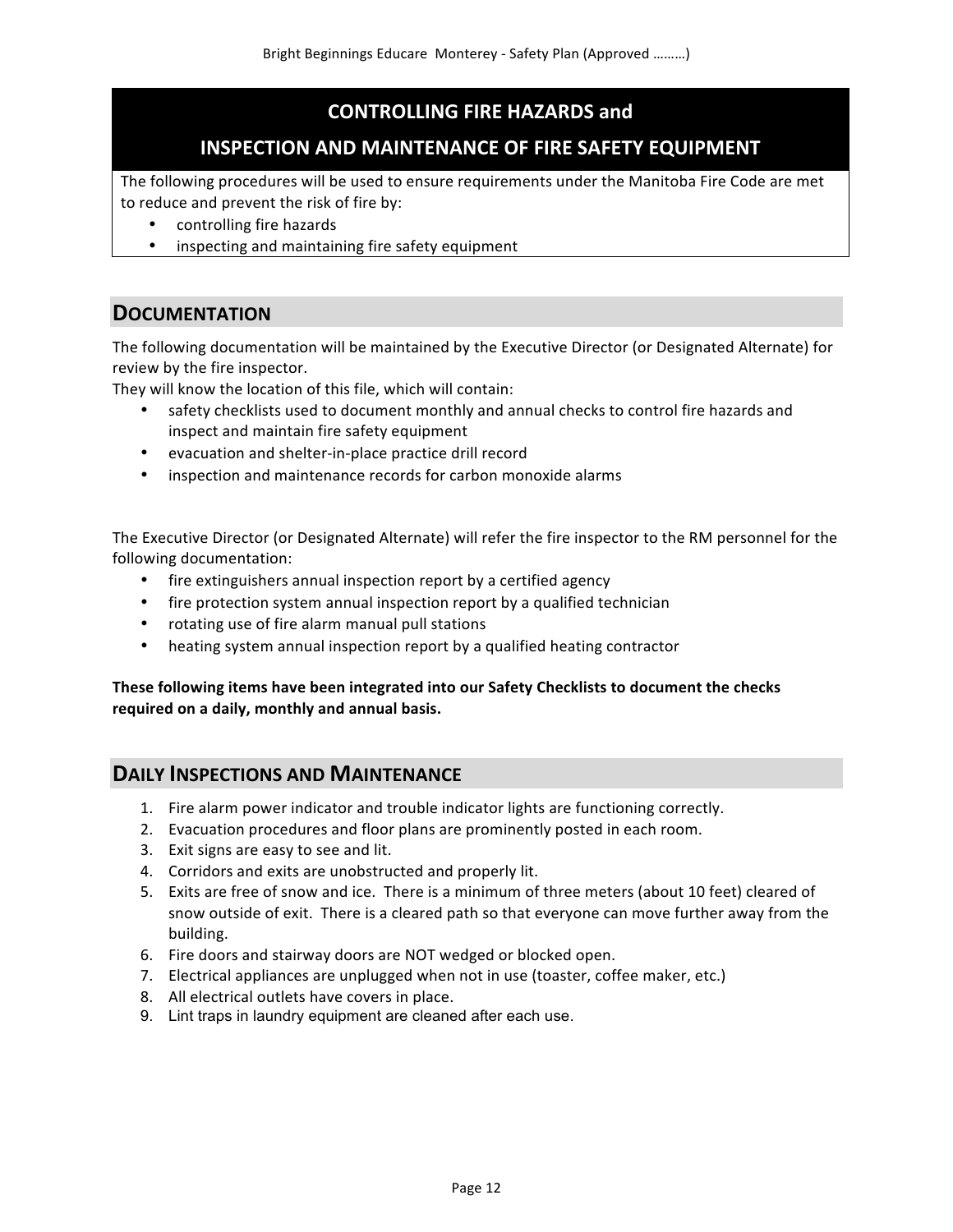## CONTROLLING FIRE HAZARDS and INSPECTION AND MAINTENANCE OF FIRE SAFETY EQUIPMENT

The following procedures will be used to ensure requirements under the Manitoba Fire Code are met to reduce and prevent the risk of fire by:

- controlling fire hazards
- inspecting and maintaining fire safety equipment

## DOCUMENTATION

The following documentation will be maintained by the Executive Director (or Designated Alternate) for review by the fire inspector.
They will know the location of this file, which will contain:

- safety checklists used to document monthly and annual checks to control fire hazards and inspect and maintain fire safety equipment
- evacuation and shelter-in-place practice drill record
- inspection and maintenance records for carbon monoxide alarms

The Executive Director (or Designated Alternate) will refer the fire inspector to the RM personnel for the following documentation:

- fire extinguishers annual inspection report by a certified agency
- fire protection system annual inspection report by a qualified technician
- rotating use of fire alarm manual pull stations
- heating system annual inspection report by a qualified heating contractor

**These following items have been integrated into our Safety Checklists to document the checks required on a daily, monthly and annual basis.**

## DAILY INSPECTIONS AND MAINTENANCE

1. Fire alarm power indicator and trouble indicator lights are functioning correctly.
2. Evacuation procedures and floor plans are prominently posted in each room.
3. Exit signs are easy to see and lit.
4. Corridors and exits are unobstructed and properly lit.
5. Exits are free of snow and ice. There is a minimum of three meters (about 10 feet) cleared of snow outside of exit. There is a cleared path so that everyone can move further away from the building.
6. Fire doors and stairway doors are NOT wedged or blocked open.
7. Electrical appliances are unplugged when not in use (toaster, coffee maker, etc.)
8. All electrical outlets have covers in place.
9. Lint traps in laundry equipment are cleaned after each use.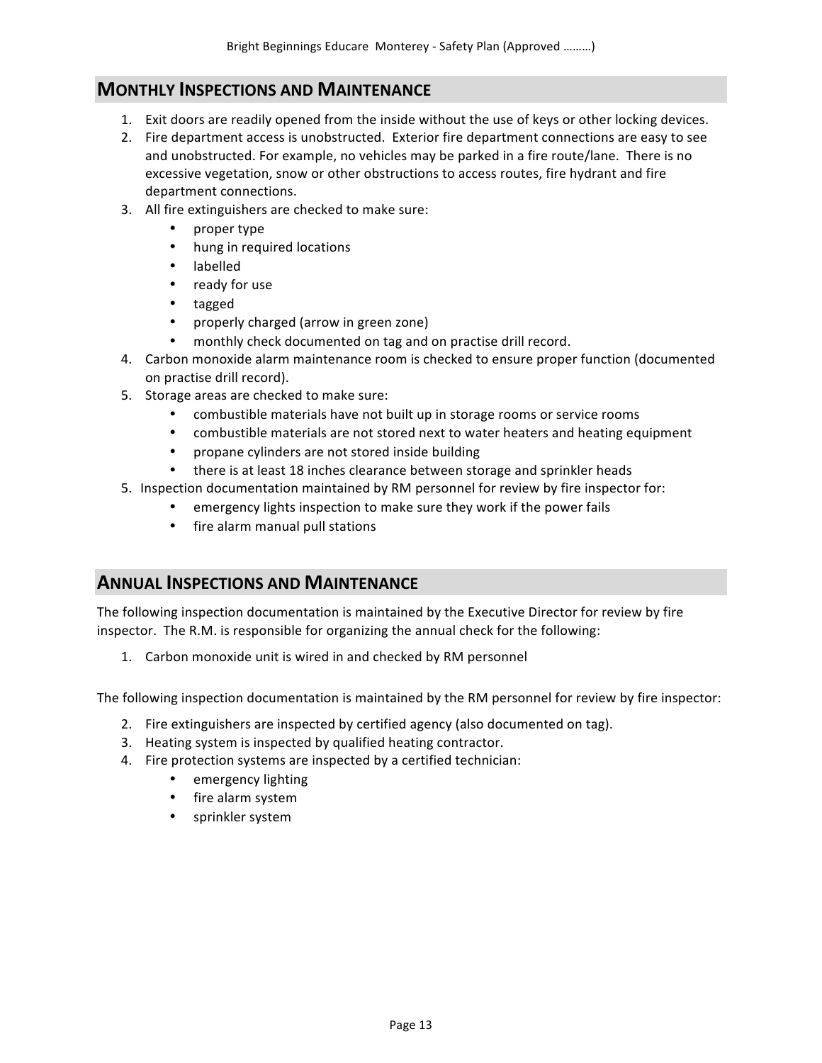## Monthly Inspections and Maintenance

1. Exit doors are readily opened from the inside without the use of keys or other locking devices.
2. Fire department access is unobstructed. Exterior fire department connections are easy to see and unobstructed. For example, no vehicles may be parked in a fire route/lane. There is no excessive vegetation, snow or other obstructions to access routes, fire hydrant and fire department connections.
3. All fire extinguishers are checked to make sure:
   - proper type
   - hung in required locations
   - labelled
   - ready for use
   - tagged
   - properly charged (arrow in green zone)
   - monthly check documented on tag and on practise drill record.
4. Carbon monoxide alarm maintenance room is checked to ensure proper function (documented on practise drill record).
5. Storage areas are checked to make sure:
   - combustible materials have not built up in storage rooms or service rooms
   - combustible materials are not stored next to water heaters and heating equipment
   - propane cylinders are not stored inside building
   - there is at least 18 inches clearance between storage and sprinkler heads

5. Inspection documentation maintained by RM personnel for review by fire inspector for:
   - emergency lights inspection to make sure they work if the power fails
   - fire alarm manual pull stations

## Annual Inspections and Maintenance

The following inspection documentation is maintained by the Executive Director for review by fire inspector. The R.M. is responsible for organizing the annual check for the following:

1. Carbon monoxide unit is wired in and checked by RM personnel

The following inspection documentation is maintained by the RM personnel for review by fire inspector:

2. Fire extinguishers are inspected by certified agency (also documented on tag).
3. Heating system is inspected by qualified heating contractor.
4. Fire protection systems are inspected by a certified technician:
   - emergency lighting
   - fire alarm system
   - sprinkler system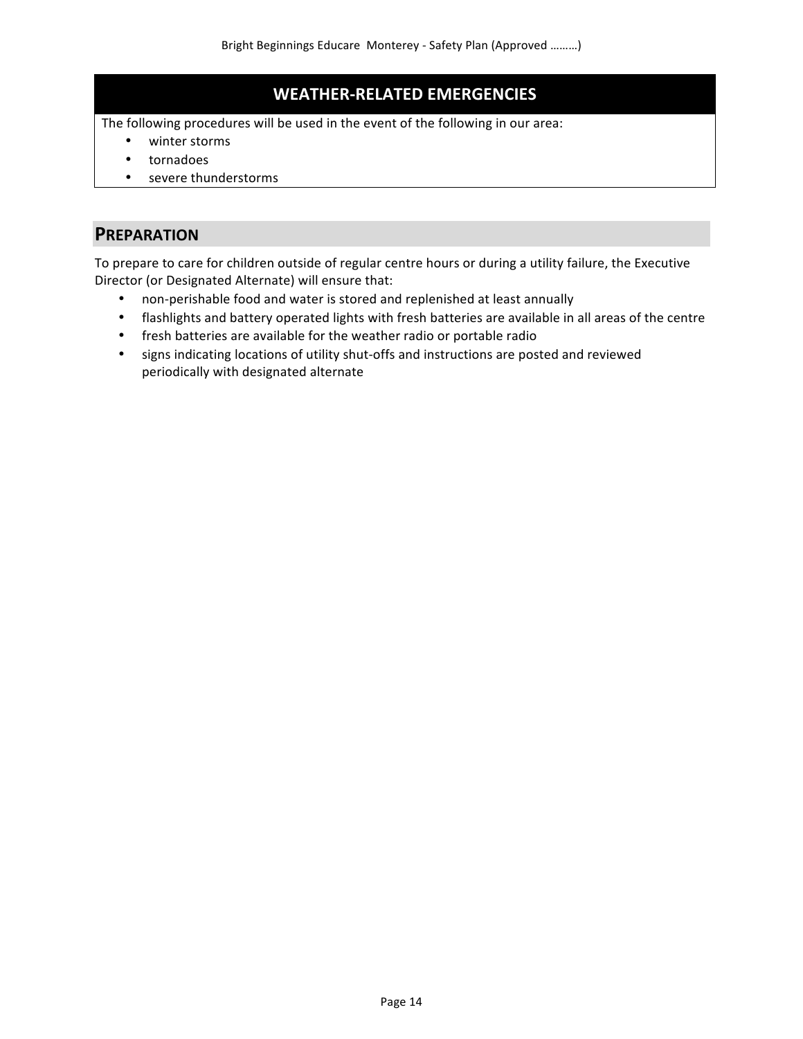## WEATHER-RELATED EMERGENCIES

The following procedures will be used in the event of the following in our area:

- winter storms
- tornadoes
- severe thunderstorms

## PREPARATION

To prepare to care for children outside of regular centre hours or during a utility failure, the Executive Director (or Designated Alternate) will ensure that:

- non-perishable food and water is stored and replenished at least annually
- flashlights and battery operated lights with fresh batteries are available in all areas of the centre
- fresh batteries are available for the weather radio or portable radio
- signs indicating locations of utility shut-offs and instructions are posted and reviewed periodically with designated alternate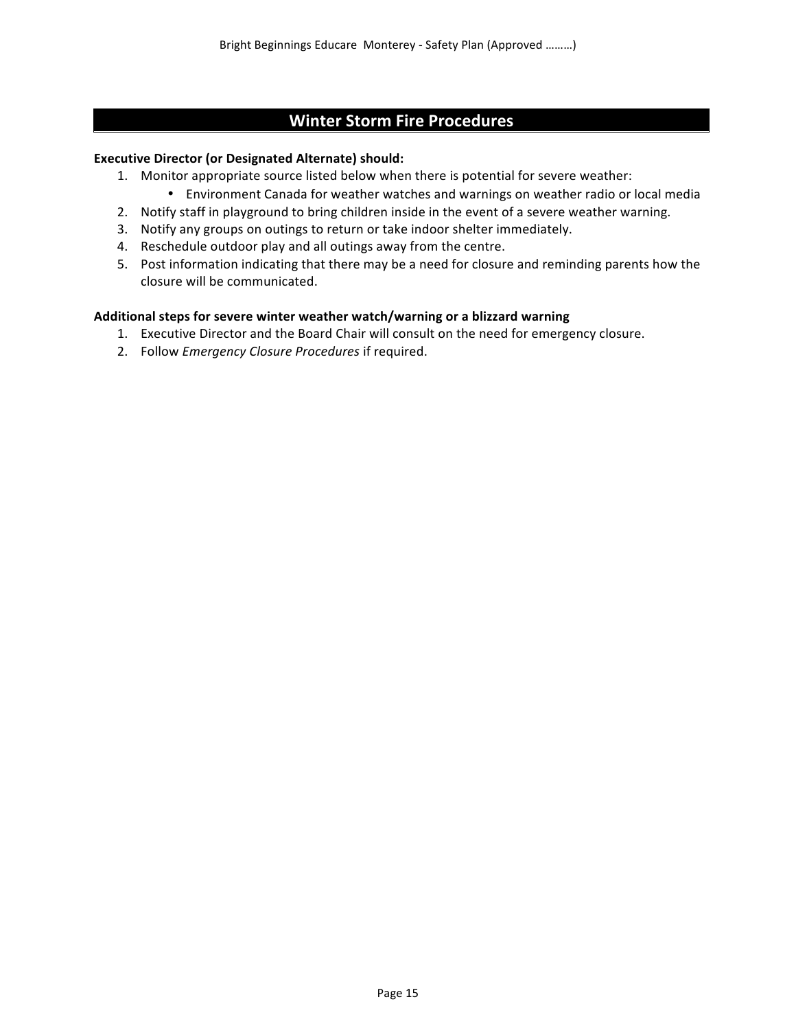## Winter Storm Fire Procedures

**Executive Director (or Designated Alternate) should:**

1. Monitor appropriate source listed below when there is potential for severe weather:
   - Environment Canada for weather watches and warnings on weather radio or local media
2. Notify staff in playground to bring children inside in the event of a severe weather warning.
3. Notify any groups on outings to return or take indoor shelter immediately.
4. Reschedule outdoor play and all outings away from the centre.
5. Post information indicating that there may be a need for closure and reminding parents how the closure will be communicated.

**Additional steps for severe winter weather watch/warning or a blizzard warning**

1. Executive Director and the Board Chair will consult on the need for emergency closure.
2. Follow *Emergency Closure Procedures* if required.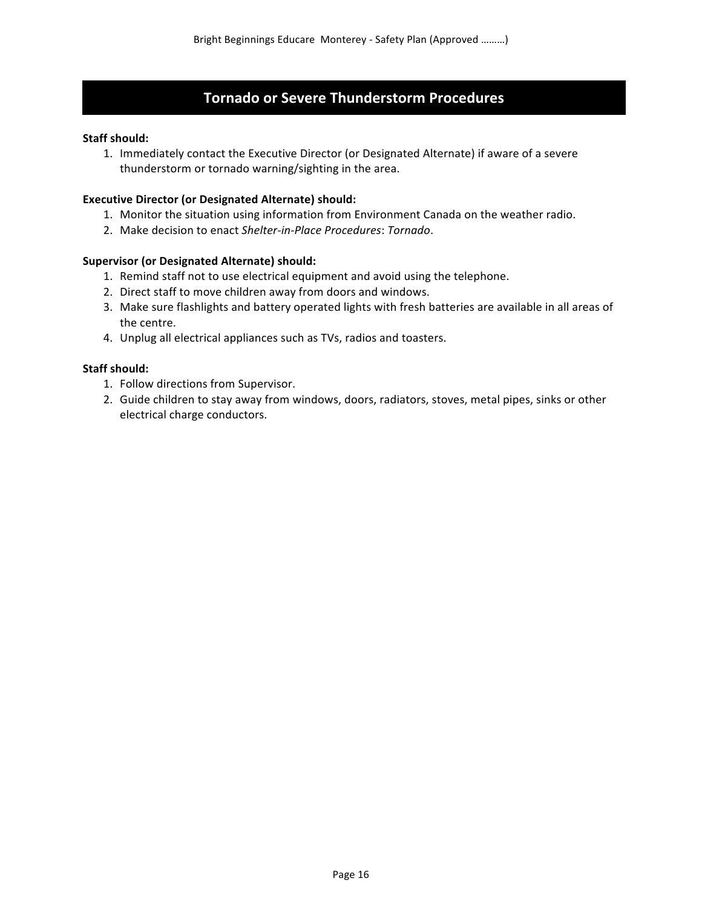# Tornado or Severe Thunderstorm Procedures

**Staff should:**

1. Immediately contact the Executive Director (or Designated Alternate) if aware of a severe thunderstorm or tornado warning/sighting in the area.

**Executive Director (or Designated Alternate) should:**

1. Monitor the situation using information from Environment Canada on the weather radio.
2. Make decision to enact *Shelter-in-Place Procedures*: *Tornado*.

**Supervisor (or Designated Alternate) should:**

1. Remind staff not to use electrical equipment and avoid using the telephone.
2. Direct staff to move children away from doors and windows.
3. Make sure flashlights and battery operated lights with fresh batteries are available in all areas of the centre.
4. Unplug all electrical appliances such as TVs, radios and toasters.

**Staff should:**

1. Follow directions from Supervisor.
2. Guide children to stay away from windows, doors, radiators, stoves, metal pipes, sinks or other electrical charge conductors.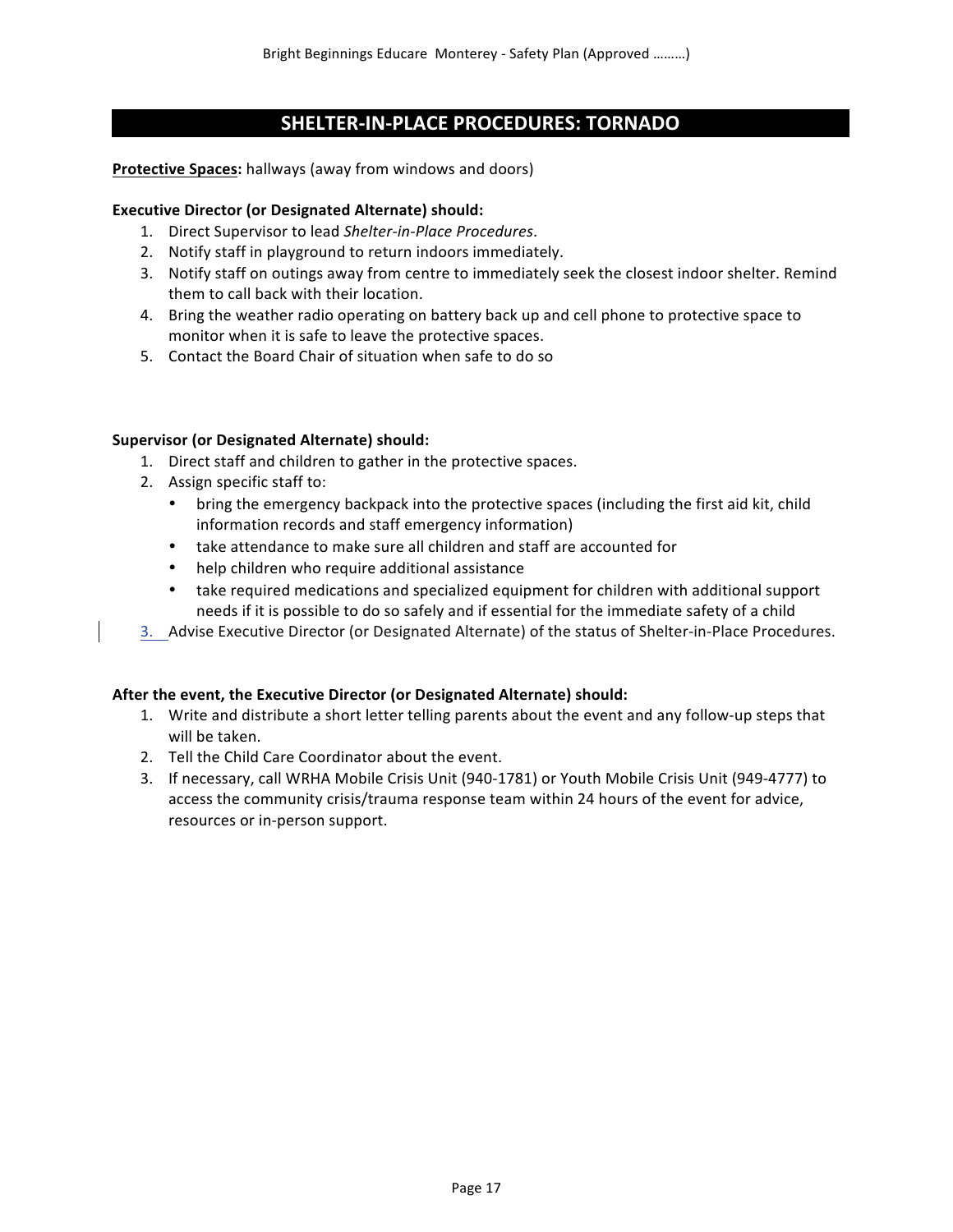## SHELTER-IN-PLACE PROCEDURES: TORNADO

**Protective Spaces:** hallways (away from windows and doors)

**Executive Director (or Designated Alternate) should:**

1. Direct Supervisor to lead *Shelter-in-Place Procedures*.
2. Notify staff in playground to return indoors immediately.
3. Notify staff on outings away from centre to immediately seek the closest indoor shelter. Remind them to call back with their location.
4. Bring the weather radio operating on battery back up and cell phone to protective space to monitor when it is safe to leave the protective spaces.
5. Contact the Board Chair of situation when safe to do so

**Supervisor (or Designated Alternate) should:**

1. Direct staff and children to gather in the protective spaces.
2. Assign specific staff to:
   - bring the emergency backpack into the protective spaces (including the first aid kit, child information records and staff emergency information)
   - take attendance to make sure all children and staff are accounted for
   - help children who require additional assistance
   - take required medications and specialized equipment for children with additional support needs if it is possible to do so safely and if essential for the immediate safety of a child
3. Advise Executive Director (or Designated Alternate) of the status of Shelter-in-Place Procedures.

**After the event, the Executive Director (or Designated Alternate) should:**

1. Write and distribute a short letter telling parents about the event and any follow-up steps that will be taken.
2. Tell the Child Care Coordinator about the event.
3. If necessary, call WRHA Mobile Crisis Unit (940-1781) or Youth Mobile Crisis Unit (949-4777) to access the community crisis/trauma response team within 24 hours of the event for advice, resources or in-person support.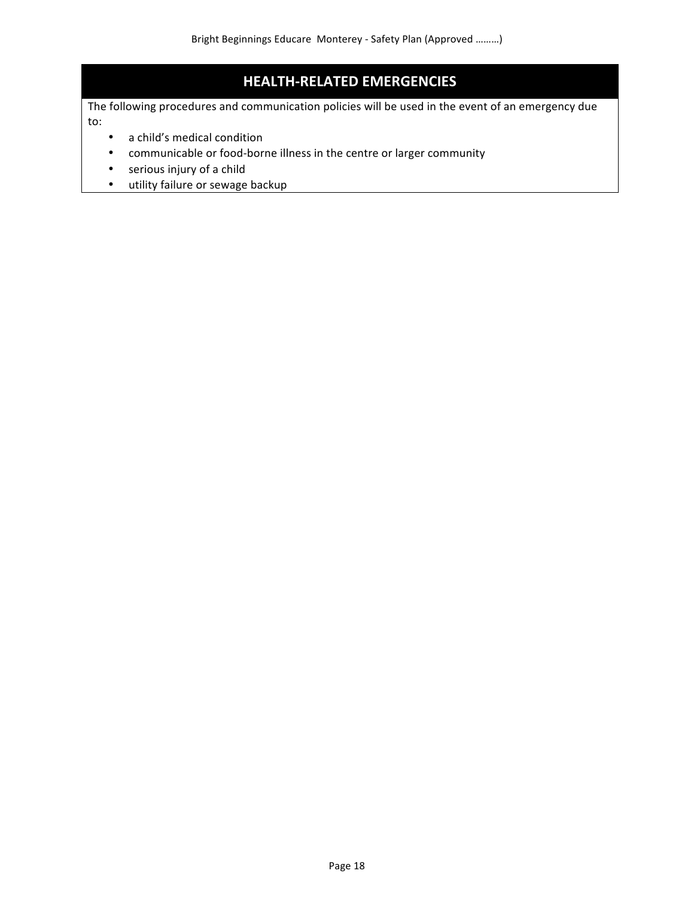## HEALTH-RELATED EMERGENCIES

The following procedures and communication policies will be used in the event of an emergency due to:

- a child's medical condition
- communicable or food-borne illness in the centre or larger community
- serious injury of a child
- utility failure or sewage backup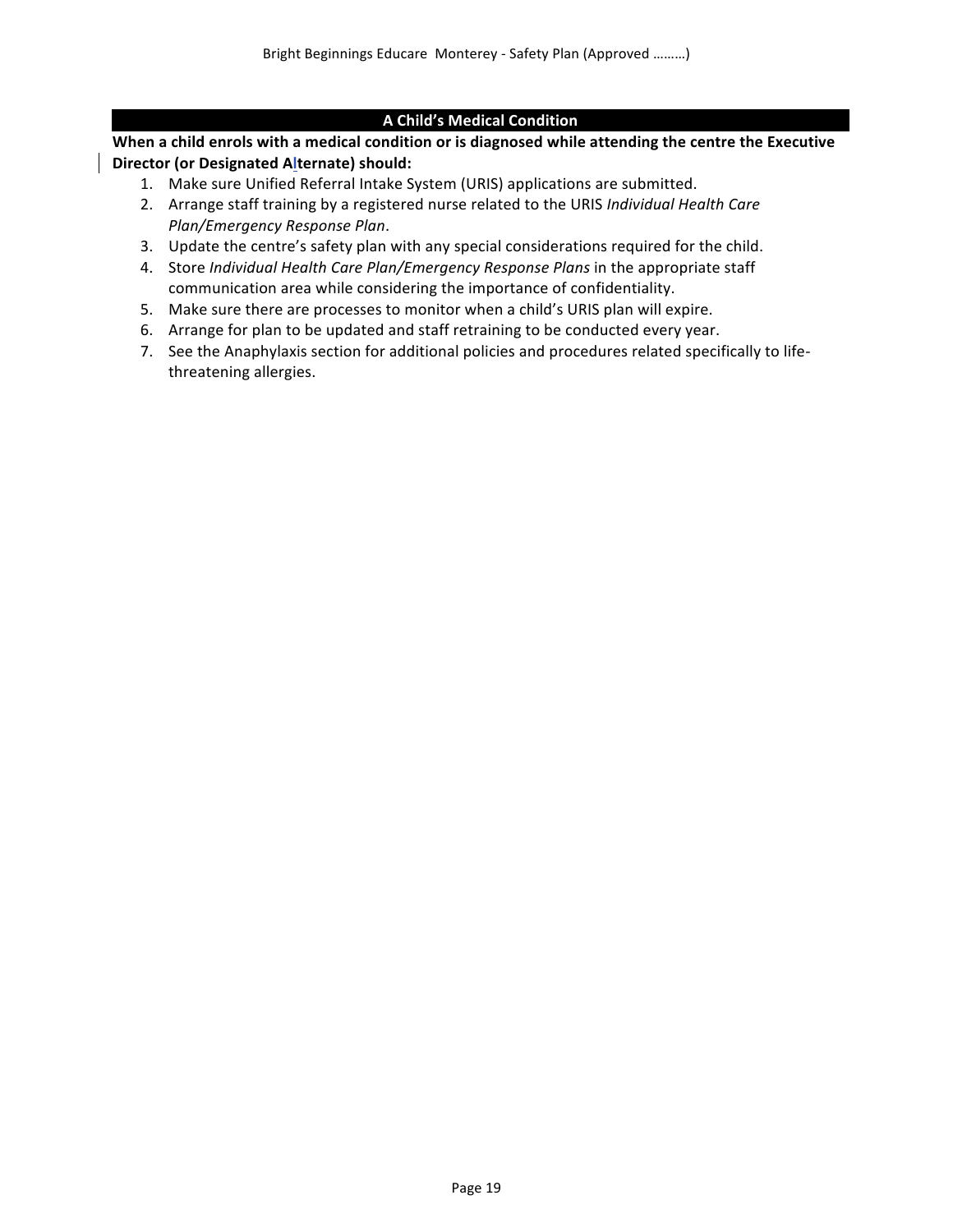## A Child's Medical Condition

**When a child enrols with a medical condition or is diagnosed while attending the centre the Executive Director (or Designated Alternate) should:**

1. Make sure Unified Referral Intake System (URIS) applications are submitted.
2. Arrange staff training by a registered nurse related to the URIS *Individual Health Care Plan/Emergency Response Plan*.
3. Update the centre's safety plan with any special considerations required for the child.
4. Store *Individual Health Care Plan/Emergency Response Plans* in the appropriate staff communication area while considering the importance of confidentiality.
5. Make sure there are processes to monitor when a child's URIS plan will expire.
6. Arrange for plan to be updated and staff retraining to be conducted every year.
7. See the Anaphylaxis section for additional policies and procedures related specifically to life-threatening allergies.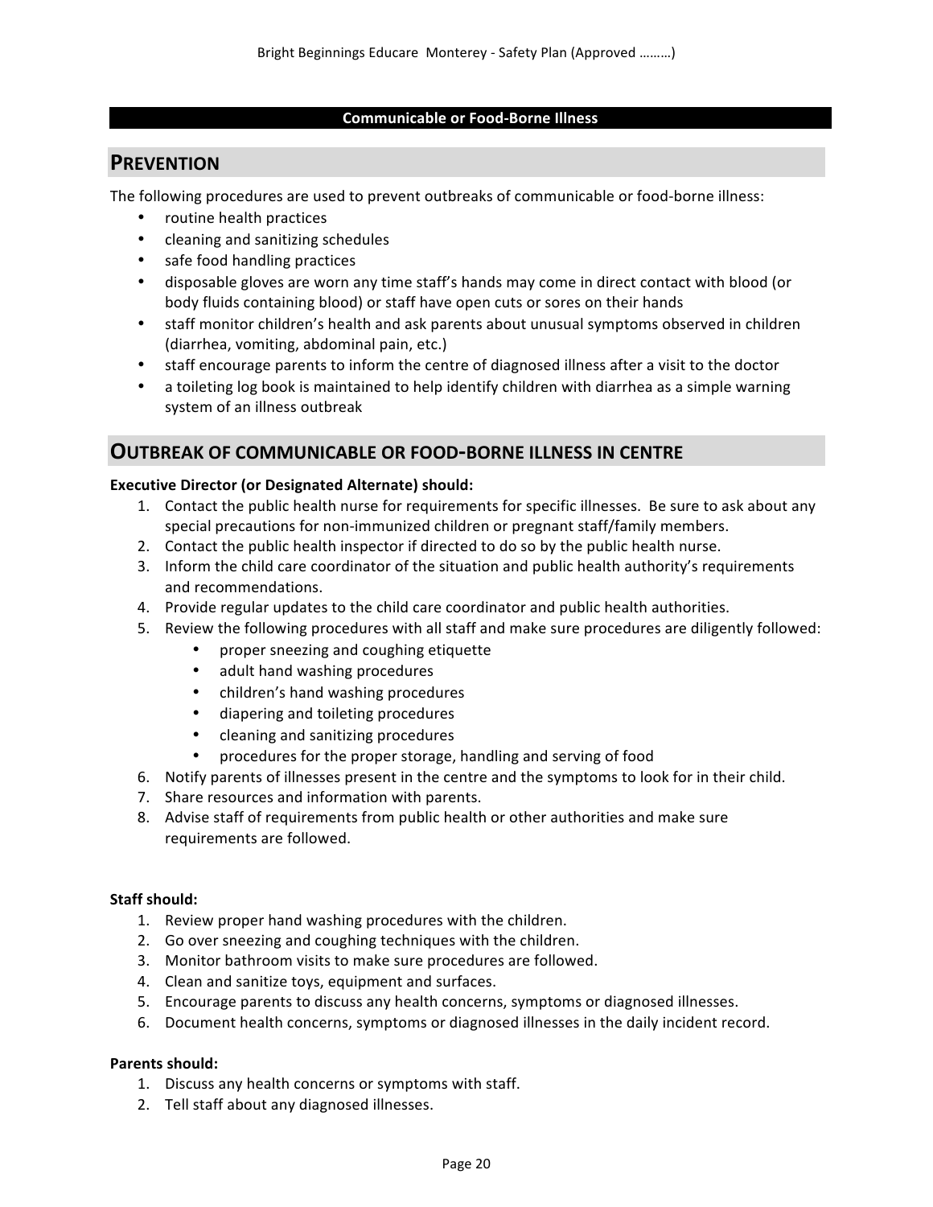## Communicable or Food-Borne Illness

## PREVENTION

The following procedures are used to prevent outbreaks of communicable or food-borne illness:

- routine health practices
- cleaning and sanitizing schedules
- safe food handling practices
- disposable gloves are worn any time staff's hands may come in direct contact with blood (or body fluids containing blood) or staff have open cuts or sores on their hands
- staff monitor children's health and ask parents about unusual symptoms observed in children (diarrhea, vomiting, abdominal pain, etc.)
- staff encourage parents to inform the centre of diagnosed illness after a visit to the doctor
- a toileting log book is maintained to help identify children with diarrhea as a simple warning system of an illness outbreak

## OUTBREAK OF COMMUNICABLE OR FOOD-BORNE ILLNESS IN CENTRE

**Executive Director (or Designated Alternate) should:**

1. Contact the public health nurse for requirements for specific illnesses. Be sure to ask about any special precautions for non-immunized children or pregnant staff/family members.
2. Contact the public health inspector if directed to do so by the public health nurse.
3. Inform the child care coordinator of the situation and public health authority's requirements and recommendations.
4. Provide regular updates to the child care coordinator and public health authorities.
5. Review the following procedures with all staff and make sure procedures are diligently followed:
   - proper sneezing and coughing etiquette
   - adult hand washing procedures
   - children's hand washing procedures
   - diapering and toileting procedures
   - cleaning and sanitizing procedures
   - procedures for the proper storage, handling and serving of food
6. Notify parents of illnesses present in the centre and the symptoms to look for in their child.
7. Share resources and information with parents.
8. Advise staff of requirements from public health or other authorities and make sure requirements are followed.

**Staff should:**

1. Review proper hand washing procedures with the children.
2. Go over sneezing and coughing techniques with the children.
3. Monitor bathroom visits to make sure procedures are followed.
4. Clean and sanitize toys, equipment and surfaces.
5. Encourage parents to discuss any health concerns, symptoms or diagnosed illnesses.
6. Document health concerns, symptoms or diagnosed illnesses in the daily incident record.

**Parents should:**

1. Discuss any health concerns or symptoms with staff.
2. Tell staff about any diagnosed illnesses.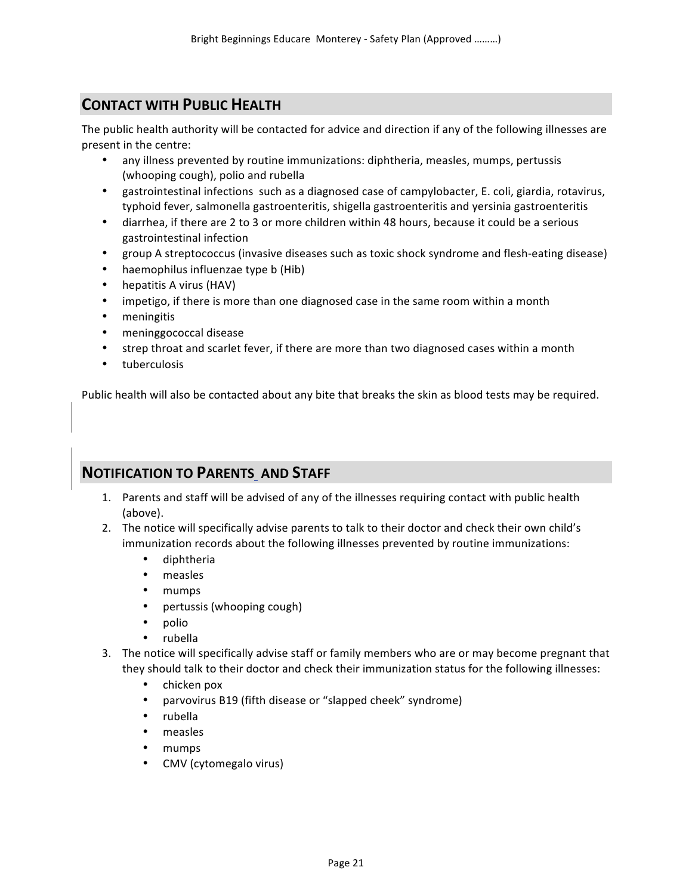## CONTACT WITH PUBLIC HEALTH

The public health authority will be contacted for advice and direction if any of the following illnesses are present in the centre:

- any illness prevented by routine immunizations: diphtheria, measles, mumps, pertussis (whooping cough), polio and rubella
- gastrointestinal infections such as a diagnosed case of campylobacter, E. coli, giardia, rotavirus, typhoid fever, salmonella gastroenteritis, shigella gastroenteritis and yersinia gastroenteritis
- diarrhea, if there are 2 to 3 or more children within 48 hours, because it could be a serious gastrointestinal infection
- group A streptococcus (invasive diseases such as toxic shock syndrome and flesh-eating disease)
- haemophilus influenzae type b (Hib)
- hepatitis A virus (HAV)
- impetigo, if there is more than one diagnosed case in the same room within a month
- meningitis
- meninggococcal disease
- strep throat and scarlet fever, if there are more than two diagnosed cases within a month
- tuberculosis

Public health will also be contacted about any bite that breaks the skin as blood tests may be required.

## NOTIFICATION TO PARENTS AND STAFF

1. Parents and staff will be advised of any of the illnesses requiring contact with public health (above).
2. The notice will specifically advise parents to talk to their doctor and check their own child's immunization records about the following illnesses prevented by routine immunizations:
   - diphtheria
   - measles
   - mumps
   - pertussis (whooping cough)
   - polio
   - rubella
3. The notice will specifically advise staff or family members who are or may become pregnant that they should talk to their doctor and check their immunization status for the following illnesses:
   - chicken pox
   - parvovirus B19 (fifth disease or "slapped cheek" syndrome)
   - rubella
   - measles
   - mumps
   - CMV (cytomegalo virus)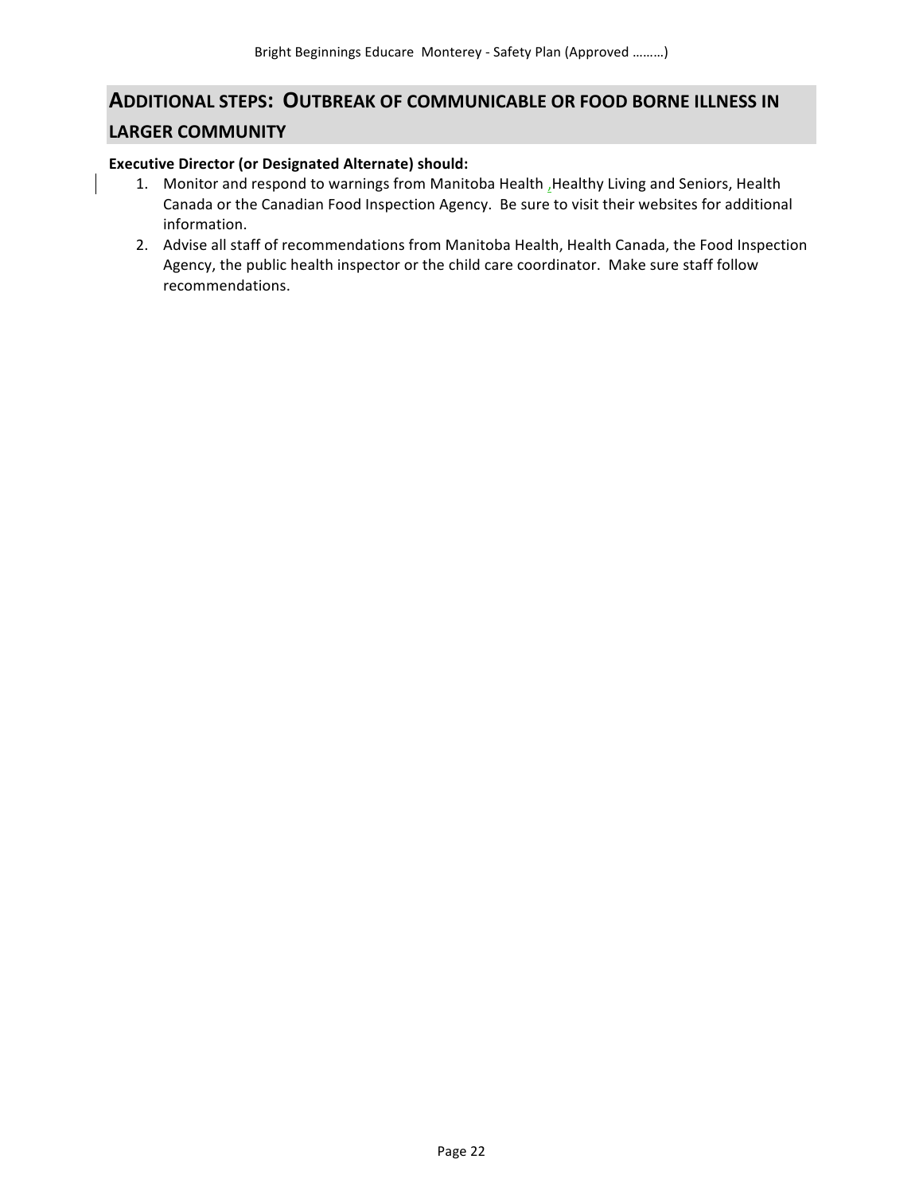## ADDITIONAL STEPS: OUTBREAK OF COMMUNICABLE OR FOOD BORNE ILLNESS IN LARGER COMMUNITY

**Executive Director (or Designated Alternate) should:**

1. Monitor and respond to warnings from Manitoba Health ,Healthy Living and Seniors, Health Canada or the Canadian Food Inspection Agency. Be sure to visit their websites for additional information.
2. Advise all staff of recommendations from Manitoba Health, Health Canada, the Food Inspection Agency, the public health inspector or the child care coordinator. Make sure staff follow recommendations.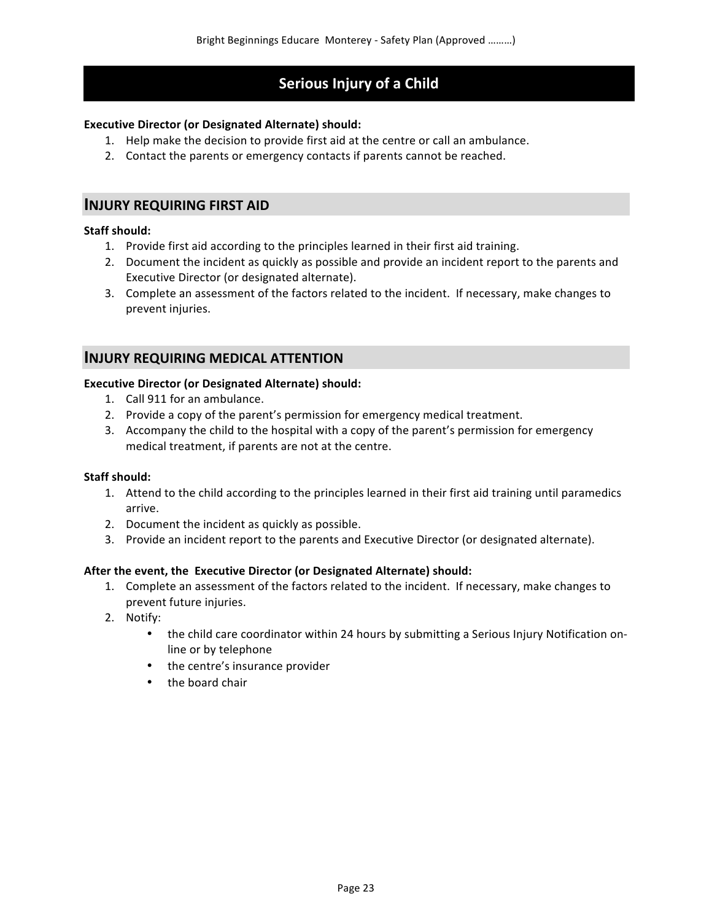# Serious Injury of a Child

**Executive Director (or Designated Alternate) should:**

1. Help make the decision to provide first aid at the centre or call an ambulance.
2. Contact the parents or emergency contacts if parents cannot be reached.

## INJURY REQUIRING FIRST AID

**Staff should:**

1. Provide first aid according to the principles learned in their first aid training.
2. Document the incident as quickly as possible and provide an incident report to the parents and Executive Director (or designated alternate).
3. Complete an assessment of the factors related to the incident. If necessary, make changes to prevent injuries.

## INJURY REQUIRING MEDICAL ATTENTION

**Executive Director (or Designated Alternate) should:**

1. Call 911 for an ambulance.
2. Provide a copy of the parent's permission for emergency medical treatment.
3. Accompany the child to the hospital with a copy of the parent's permission for emergency medical treatment, if parents are not at the centre.

**Staff should:**

1. Attend to the child according to the principles learned in their first aid training until paramedics arrive.
2. Document the incident as quickly as possible.
3. Provide an incident report to the parents and Executive Director (or designated alternate).

**After the event, the Executive Director (or Designated Alternate) should:**

1. Complete an assessment of the factors related to the incident. If necessary, make changes to prevent future injuries.
2. Notify:
    - the child care coordinator within 24 hours by submitting a Serious Injury Notification on-line or by telephone
    - the centre's insurance provider
    - the board chair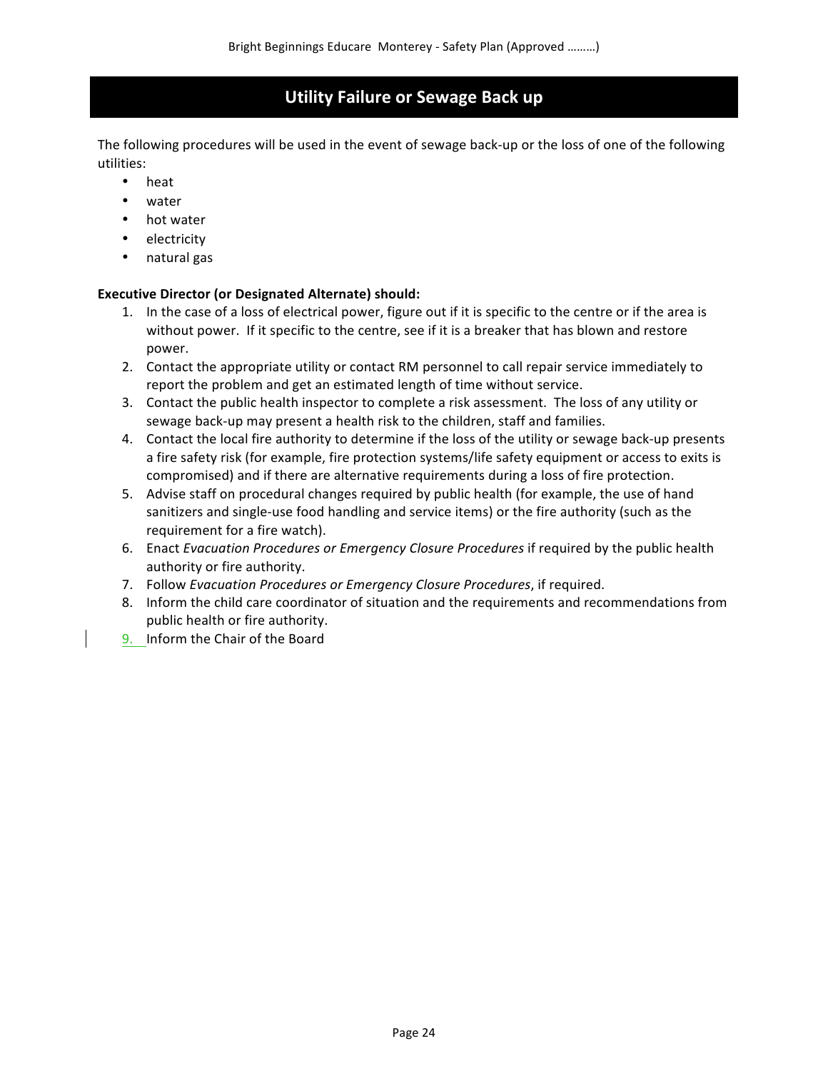# Utility Failure or Sewage Back up

The following procedures will be used in the event of sewage back-up or the loss of one of the following utilities:

- heat
- water
- hot water
- electricity
- natural gas

**Executive Director (or Designated Alternate) should:**

1. In the case of a loss of electrical power, figure out if it is specific to the centre or if the area is without power. If it specific to the centre, see if it is a breaker that has blown and restore power.
2. Contact the appropriate utility or contact RM personnel to call repair service immediately to report the problem and get an estimated length of time without service.
3. Contact the public health inspector to complete a risk assessment. The loss of any utility or sewage back-up may present a health risk to the children, staff and families.
4. Contact the local fire authority to determine if the loss of the utility or sewage back-up presents a fire safety risk (for example, fire protection systems/life safety equipment or access to exits is compromised) and if there are alternative requirements during a loss of fire protection.
5. Advise staff on procedural changes required by public health (for example, the use of hand sanitizers and single-use food handling and service items) or the fire authority (such as the requirement for a fire watch).
6. Enact *Evacuation Procedures or Emergency Closure Procedures* if required by the public health authority or fire authority.
7. Follow *Evacuation Procedures or Emergency Closure Procedures*, if required.
8. Inform the child care coordinator of situation and the requirements and recommendations from public health or fire authority.
9. Inform the Chair of the Board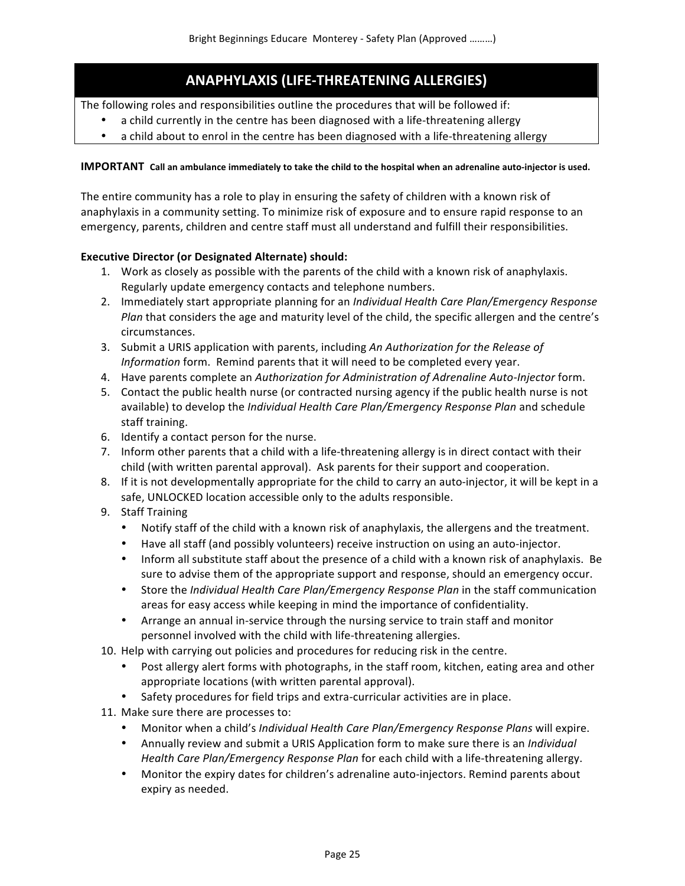## ANAPHYLAXIS (LIFE-THREATENING ALLERGIES)

The following roles and responsibilities outline the procedures that will be followed if:

- a child currently in the centre has been diagnosed with a life-threatening allergy
- a child about to enrol in the centre has been diagnosed with a life-threatening allergy

**IMPORTANT Call an ambulance immediately to take the child to the hospital when an adrenaline auto-injector is used.**

The entire community has a role to play in ensuring the safety of children with a known risk of anaphylaxis in a community setting. To minimize risk of exposure and to ensure rapid response to an emergency, parents, children and centre staff must all understand and fulfill their responsibilities.

**Executive Director (or Designated Alternate) should:**

1. Work as closely as possible with the parents of the child with a known risk of anaphylaxis. Regularly update emergency contacts and telephone numbers.
2. Immediately start appropriate planning for an *Individual Health Care Plan/Emergency Response Plan* that considers the age and maturity level of the child, the specific allergen and the centre's circumstances.
3. Submit a URIS application with parents, including *An Authorization for the Release of Information* form. Remind parents that it will need to be completed every year.
4. Have parents complete an *Authorization for Administration of Adrenaline Auto-Injector* form.
5. Contact the public health nurse (or contracted nursing agency if the public health nurse is not available) to develop the *Individual Health Care Plan/Emergency Response Plan* and schedule staff training.
6. Identify a contact person for the nurse.
7. Inform other parents that a child with a life-threatening allergy is in direct contact with their child (with written parental approval). Ask parents for their support and cooperation.
8. If it is not developmentally appropriate for the child to carry an auto-injector, it will be kept in a safe, UNLOCKED location accessible only to the adults responsible.
9. Staff Training
   - Notify staff of the child with a known risk of anaphylaxis, the allergens and the treatment.
   - Have all staff (and possibly volunteers) receive instruction on using an auto-injector.
   - Inform all substitute staff about the presence of a child with a known risk of anaphylaxis. Be sure to advise them of the appropriate support and response, should an emergency occur.
   - Store the *Individual Health Care Plan/Emergency Response Plan* in the staff communication areas for easy access while keeping in mind the importance of confidentiality.
   - Arrange an annual in-service through the nursing service to train staff and monitor personnel involved with the child with life-threatening allergies.
10. Help with carrying out policies and procedures for reducing risk in the centre.
    - Post allergy alert forms with photographs, in the staff room, kitchen, eating area and other appropriate locations (with written parental approval).
    - Safety procedures for field trips and extra-curricular activities are in place.
11. Make sure there are processes to:
    - Monitor when a child's *Individual Health Care Plan/Emergency Response Plans* will expire.
    - Annually review and submit a URIS Application form to make sure there is an *Individual Health Care Plan/Emergency Response Plan* for each child with a life-threatening allergy.
    - Monitor the expiry dates for children's adrenaline auto-injectors. Remind parents about expiry as needed.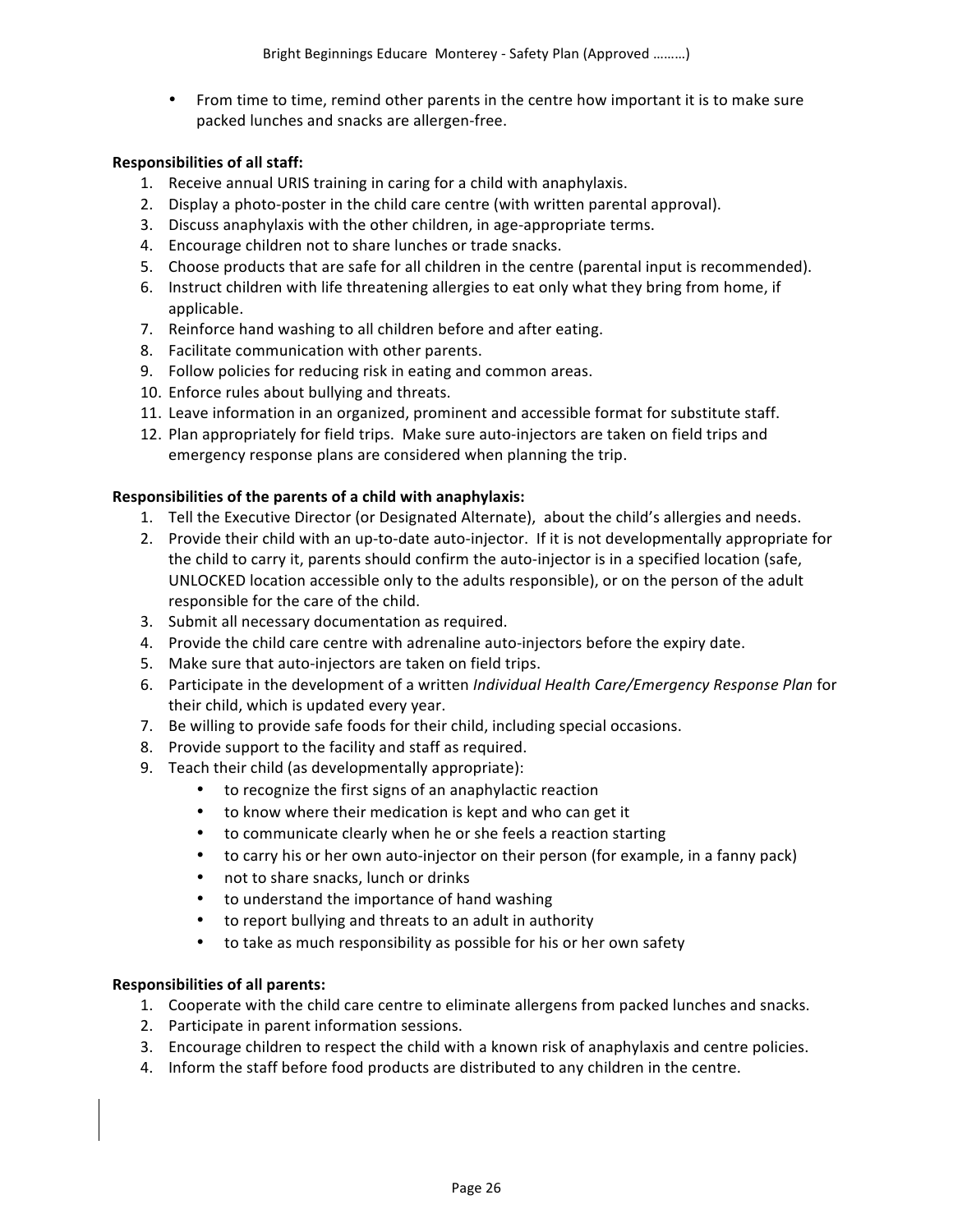- From time to time, remind other parents in the centre how important it is to make sure packed lunches and snacks are allergen-free.

**Responsibilities of all staff:**

1. Receive annual URIS training in caring for a child with anaphylaxis.
2. Display a photo-poster in the child care centre (with written parental approval).
3. Discuss anaphylaxis with the other children, in age-appropriate terms.
4. Encourage children not to share lunches or trade snacks.
5. Choose products that are safe for all children in the centre (parental input is recommended).
6. Instruct children with life threatening allergies to eat only what they bring from home, if applicable.
7. Reinforce hand washing to all children before and after eating.
8. Facilitate communication with other parents.
9. Follow policies for reducing risk in eating and common areas.
10. Enforce rules about bullying and threats.
11. Leave information in an organized, prominent and accessible format for substitute staff.
12. Plan appropriately for field trips. Make sure auto-injectors are taken on field trips and emergency response plans are considered when planning the trip.

**Responsibilities of the parents of a child with anaphylaxis:**

1. Tell the Executive Director (or Designated Alternate), about the child's allergies and needs.
2. Provide their child with an up-to-date auto-injector. If it is not developmentally appropriate for the child to carry it, parents should confirm the auto-injector is in a specified location (safe, UNLOCKED location accessible only to the adults responsible), or on the person of the adult responsible for the care of the child.
3. Submit all necessary documentation as required.
4. Provide the child care centre with adrenaline auto-injectors before the expiry date.
5. Make sure that auto-injectors are taken on field trips.
6. Participate in the development of a written *Individual Health Care/Emergency Response Plan* for their child, which is updated every year.
7. Be willing to provide safe foods for their child, including special occasions.
8. Provide support to the facility and staff as required.
9. Teach their child (as developmentally appropriate):
   - to recognize the first signs of an anaphylactic reaction
   - to know where their medication is kept and who can get it
   - to communicate clearly when he or she feels a reaction starting
   - to carry his or her own auto-injector on their person (for example, in a fanny pack)
   - not to share snacks, lunch or drinks
   - to understand the importance of hand washing
   - to report bullying and threats to an adult in authority
   - to take as much responsibility as possible for his or her own safety

**Responsibilities of all parents:**

1. Cooperate with the child care centre to eliminate allergens from packed lunches and snacks.
2. Participate in parent information sessions.
3. Encourage children to respect the child with a known risk of anaphylaxis and centre policies.
4. Inform the staff before food products are distributed to any children in the centre.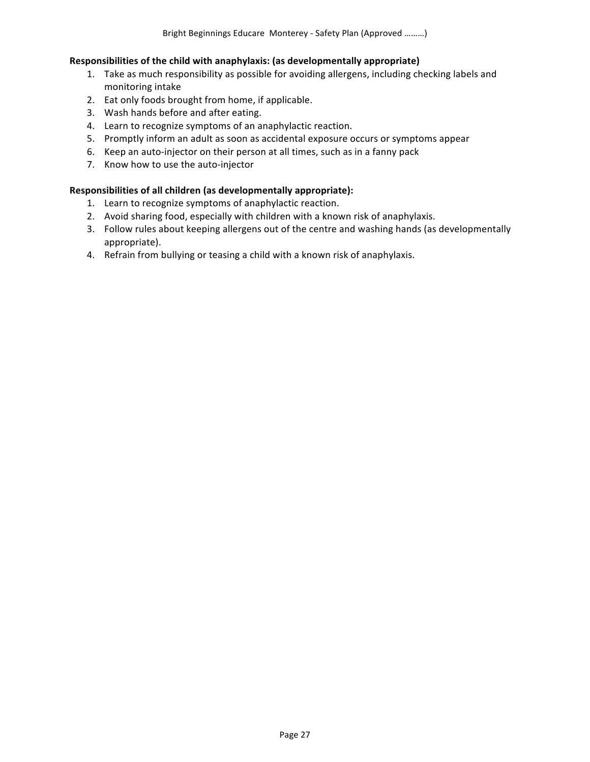**Responsibilities of the child with anaphylaxis: (as developmentally appropriate)**

1. Take as much responsibility as possible for avoiding allergens, including checking labels and monitoring intake
2. Eat only foods brought from home, if applicable.
3. Wash hands before and after eating.
4. Learn to recognize symptoms of an anaphylactic reaction.
5. Promptly inform an adult as soon as accidental exposure occurs or symptoms appear
6. Keep an auto-injector on their person at all times, such as in a fanny pack
7. Know how to use the auto-injector

**Responsibilities of all children (as developmentally appropriate):**

1. Learn to recognize symptoms of anaphylactic reaction.
2. Avoid sharing food, especially with children with a known risk of anaphylaxis.
3. Follow rules about keeping allergens out of the centre and washing hands (as developmentally appropriate).
4. Refrain from bullying or teasing a child with a known risk of anaphylaxis.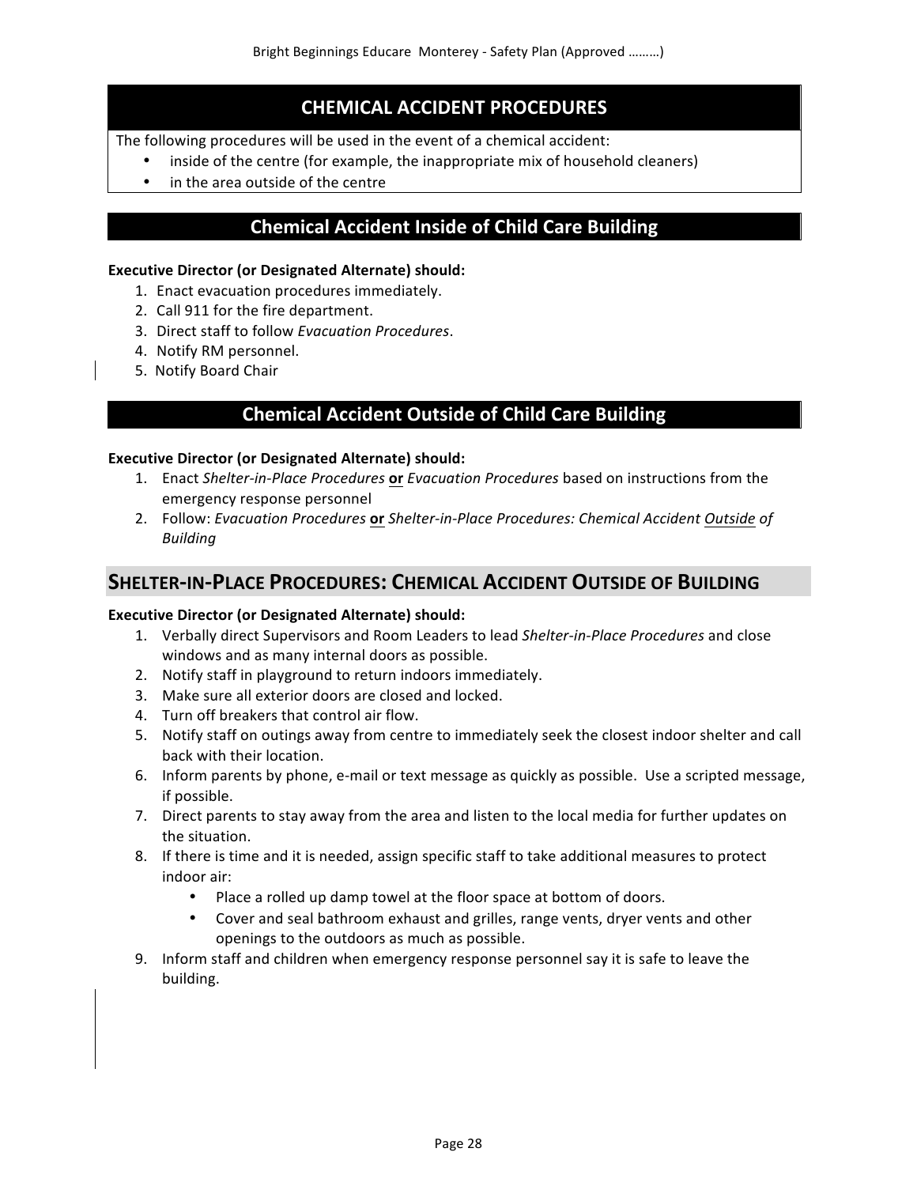## CHEMICAL ACCIDENT PROCEDURES

The following procedures will be used in the event of a chemical accident:

- inside of the centre (for example, the inappropriate mix of household cleaners)
- in the area outside of the centre

## Chemical Accident Inside of Child Care Building

**Executive Director (or Designated Alternate) should:**

1. Enact evacuation procedures immediately.
2. Call 911 for the fire department.
3. Direct staff to follow *Evacuation Procedures*.
4. Notify RM personnel.
5. Notify Board Chair

## Chemical Accident Outside of Child Care Building

**Executive Director (or Designated Alternate) should:**

1. Enact *Shelter-in-Place Procedures* **<u>or</u>** *Evacuation Procedures* based on instructions from the emergency response personnel
2. Follow: *Evacuation Procedures* **<u>or</u>** *Shelter-in-Place Procedures: Chemical Accident <u>Outside</u> of Building*

## SHELTER-IN-PLACE PROCEDURES: CHEMICAL ACCIDENT OUTSIDE OF BUILDING

**Executive Director (or Designated Alternate) should:**

1. Verbally direct Supervisors and Room Leaders to lead *Shelter-in-Place Procedures* and close windows and as many internal doors as possible.
2. Notify staff in playground to return indoors immediately.
3. Make sure all exterior doors are closed and locked.
4. Turn off breakers that control air flow.
5. Notify staff on outings away from centre to immediately seek the closest indoor shelter and call back with their location.
6. Inform parents by phone, e-mail or text message as quickly as possible. Use a scripted message, if possible.
7. Direct parents to stay away from the area and listen to the local media for further updates on the situation.
8. If there is time and it is needed, assign specific staff to take additional measures to protect indoor air:
    - Place a rolled up damp towel at the floor space at bottom of doors.
    - Cover and seal bathroom exhaust and grilles, range vents, dryer vents and other openings to the outdoors as much as possible.
9. Inform staff and children when emergency response personnel say it is safe to leave the building.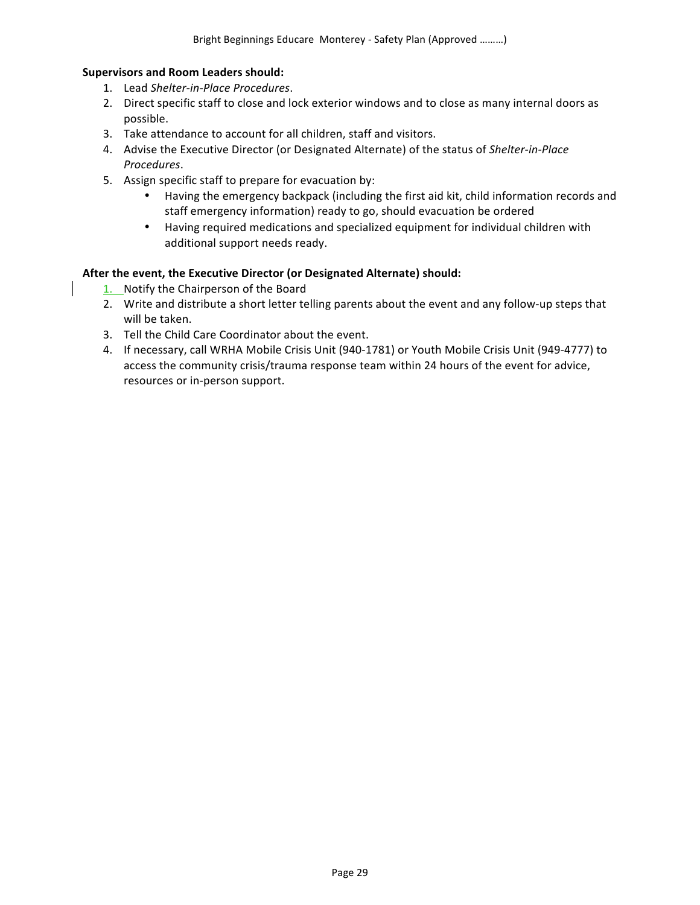**Supervisors and Room Leaders should:**

1. Lead *Shelter-in-Place Procedures*.
2. Direct specific staff to close and lock exterior windows and to close as many internal doors as possible.
3. Take attendance to account for all children, staff and visitors.
4. Advise the Executive Director (or Designated Alternate) of the status of *Shelter-in-Place Procedures*.
5. Assign specific staff to prepare for evacuation by:
   - Having the emergency backpack (including the first aid kit, child information records and staff emergency information) ready to go, should evacuation be ordered
   - Having required medications and specialized equipment for individual children with additional support needs ready.

**After the event, the Executive Director (or Designated Alternate) should:**

1. Notify the Chairperson of the Board
2. Write and distribute a short letter telling parents about the event and any follow-up steps that will be taken.
3. Tell the Child Care Coordinator about the event.
4. If necessary, call WRHA Mobile Crisis Unit (940-1781) or Youth Mobile Crisis Unit (949-4777) to access the community crisis/trauma response team within 24 hours of the event for advice, resources or in-person support.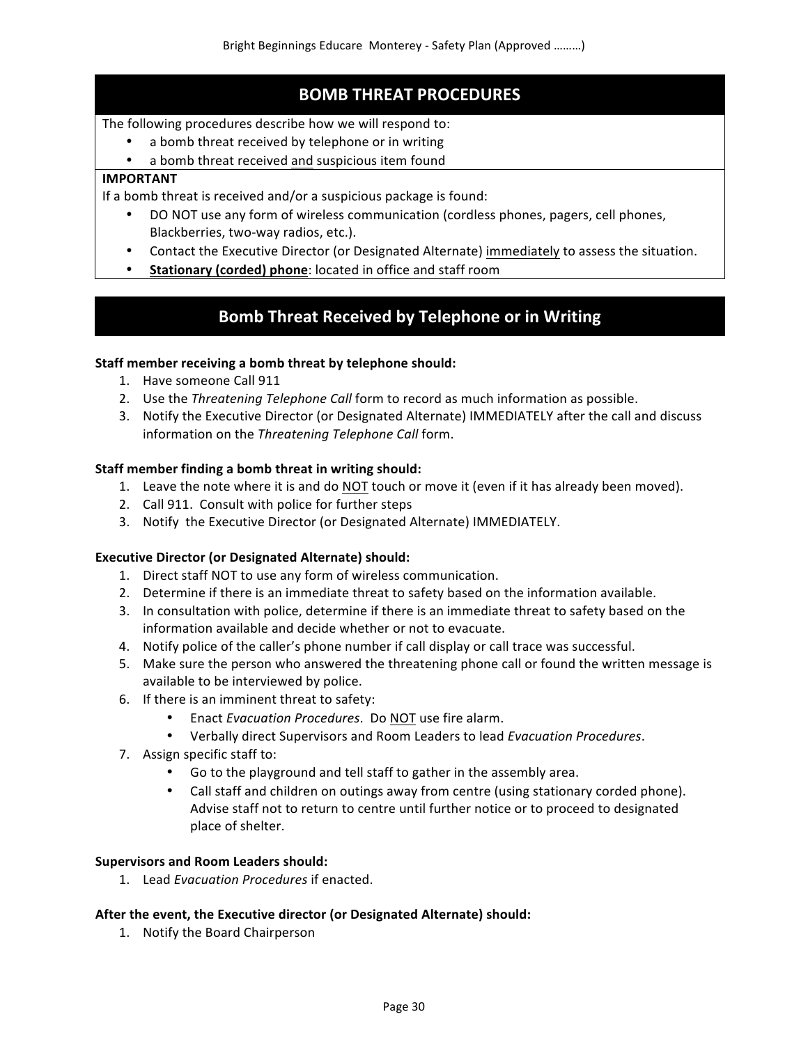## BOMB THREAT PROCEDURES

The following procedures describe how we will respond to:

- a bomb threat received by telephone or in writing
- a bomb threat received and suspicious item found

**IMPORTANT**

If a bomb threat is received and/or a suspicious package is found:

- DO NOT use any form of wireless communication (cordless phones, pagers, cell phones, Blackberries, two-way radios, etc.).
- Contact the Executive Director (or Designated Alternate) immediately to assess the situation.
- **Stationary (corded) phone**: located in office and staff room

## Bomb Threat Received by Telephone or in Writing

**Staff member receiving a bomb threat by telephone should:**

1. Have someone Call 911
2. Use the *Threatening Telephone Call* form to record as much information as possible.
3. Notify the Executive Director (or Designated Alternate) IMMEDIATELY after the call and discuss information on the *Threatening Telephone Call* form.

**Staff member finding a bomb threat in writing should:**

1. Leave the note where it is and do NOT touch or move it (even if it has already been moved).
2. Call 911. Consult with police for further steps
3. Notify the Executive Director (or Designated Alternate) IMMEDIATELY.

**Executive Director (or Designated Alternate) should:**

1. Direct staff NOT to use any form of wireless communication.
2. Determine if there is an immediate threat to safety based on the information available.
3. In consultation with police, determine if there is an immediate threat to safety based on the information available and decide whether or not to evacuate.
4. Notify police of the caller's phone number if call display or call trace was successful.
5. Make sure the person who answered the threatening phone call or found the written message is available to be interviewed by police.
6. If there is an imminent threat to safety:
   - Enact *Evacuation Procedures*. Do NOT use fire alarm.
   - Verbally direct Supervisors and Room Leaders to lead *Evacuation Procedures*.
7. Assign specific staff to:
   - Go to the playground and tell staff to gather in the assembly area.
   - Call staff and children on outings away from centre (using stationary corded phone). Advise staff not to return to centre until further notice or to proceed to designated place of shelter.

**Supervisors and Room Leaders should:**

1. Lead *Evacuation Procedures* if enacted.

**After the event, the Executive director (or Designated Alternate) should:**

1. Notify the Board Chairperson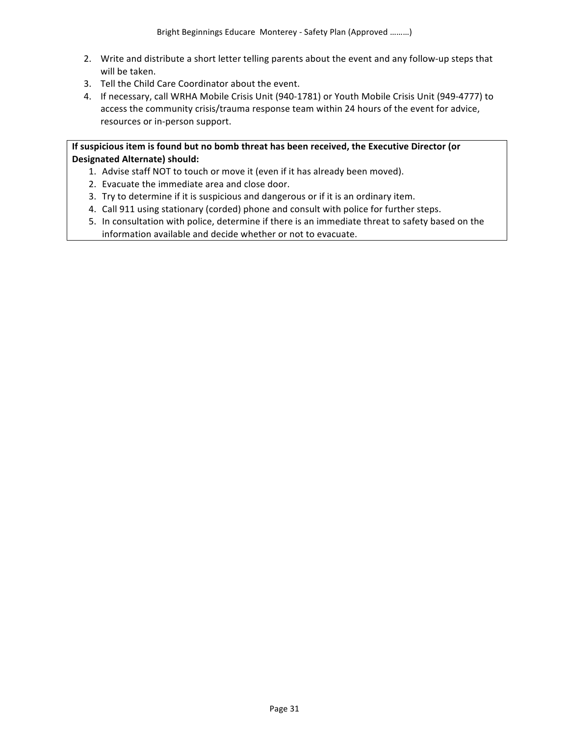2. Write and distribute a short letter telling parents about the event and any follow-up steps that will be taken.
3. Tell the Child Care Coordinator about the event.
4. If necessary, call WRHA Mobile Crisis Unit (940-1781) or Youth Mobile Crisis Unit (949-4777) to access the community crisis/trauma response team within 24 hours of the event for advice, resources or in-person support.

**If suspicious item is found but no bomb threat has been received, the Executive Director (or Designated Alternate) should:**

1. Advise staff NOT to touch or move it (even if it has already been moved).
2. Evacuate the immediate area and close door.
3. Try to determine if it is suspicious and dangerous or if it is an ordinary item.
4. Call 911 using stationary (corded) phone and consult with police for further steps.
5. In consultation with police, determine if there is an immediate threat to safety based on the information available and decide whether or not to evacuate.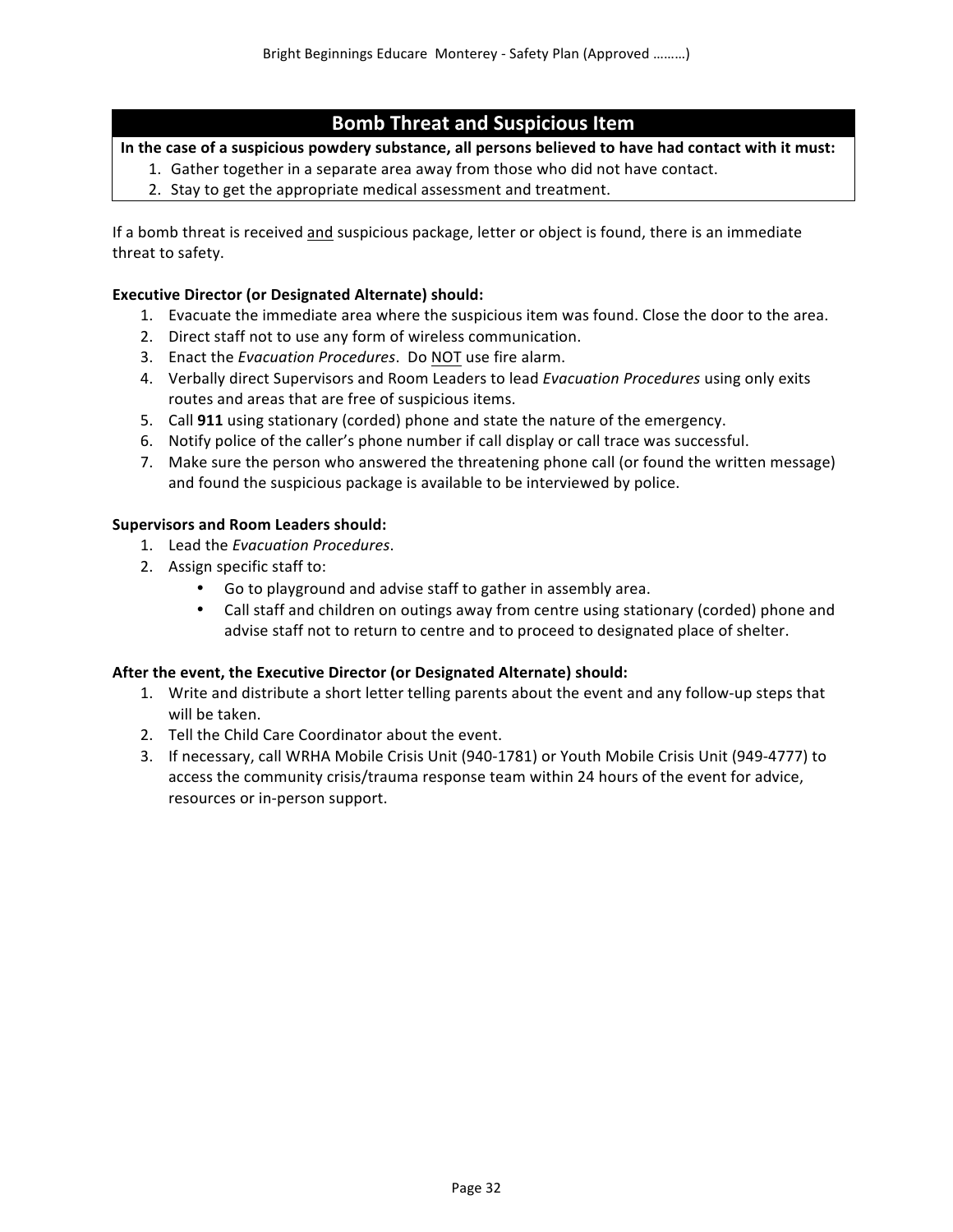## Bomb Threat and Suspicious Item

**In the case of a suspicious powdery substance, all persons believed to have had contact with it must:**

1. Gather together in a separate area away from those who did not have contact.
2. Stay to get the appropriate medical assessment and treatment.

If a bomb threat is received <u>and</u> suspicious package, letter or object is found, there is an immediate threat to safety.

**Executive Director (or Designated Alternate) should:**

1. Evacuate the immediate area where the suspicious item was found. Close the door to the area.
2. Direct staff not to use any form of wireless communication.
3. Enact the *Evacuation Procedures*. Do <u>NOT</u> use fire alarm.
4. Verbally direct Supervisors and Room Leaders to lead *Evacuation Procedures* using only exits routes and areas that are free of suspicious items.
5. Call **911** using stationary (corded) phone and state the nature of the emergency.
6. Notify police of the caller's phone number if call display or call trace was successful.
7. Make sure the person who answered the threatening phone call (or found the written message) and found the suspicious package is available to be interviewed by police.

**Supervisors and Room Leaders should:**

1. Lead the *Evacuation Procedures*.
2. Assign specific staff to:
   - Go to playground and advise staff to gather in assembly area.
   - Call staff and children on outings away from centre using stationary (corded) phone and advise staff not to return to centre and to proceed to designated place of shelter.

**After the event, the Executive Director (or Designated Alternate) should:**

1. Write and distribute a short letter telling parents about the event and any follow-up steps that will be taken.
2. Tell the Child Care Coordinator about the event.
3. If necessary, call WRHA Mobile Crisis Unit (940-1781) or Youth Mobile Crisis Unit (949-4777) to access the community crisis/trauma response team within 24 hours of the event for advice, resources or in-person support.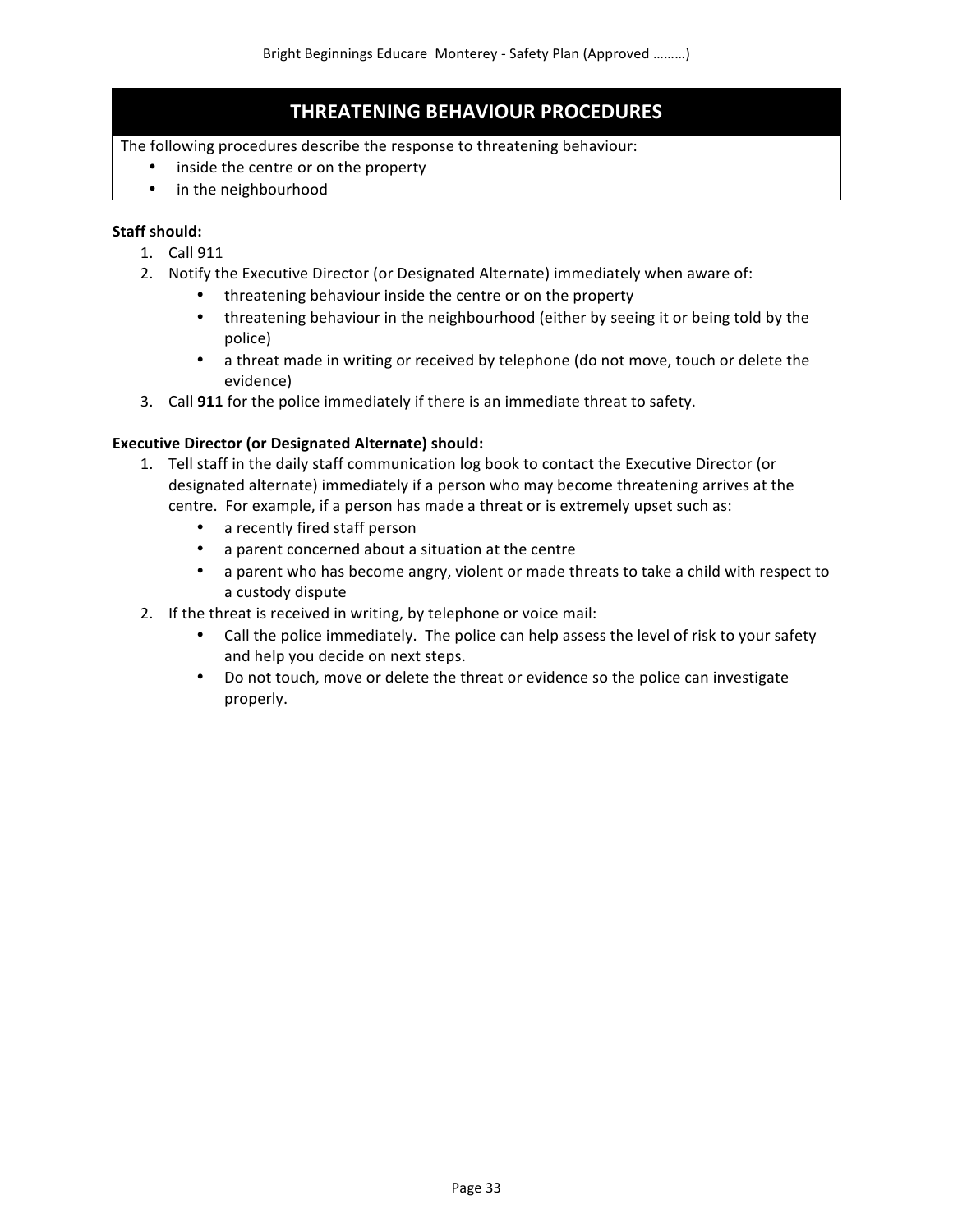## THREATENING BEHAVIOUR PROCEDURES

The following procedures describe the response to threatening behaviour:

- inside the centre or on the property
- in the neighbourhood

**Staff should:**

1. Call 911
2. Notify the Executive Director (or Designated Alternate) immediately when aware of:
   - threatening behaviour inside the centre or on the property
   - threatening behaviour in the neighbourhood (either by seeing it or being told by the police)
   - a threat made in writing or received by telephone (do not move, touch or delete the evidence)
3. Call **911** for the police immediately if there is an immediate threat to safety.

**Executive Director (or Designated Alternate) should:**

1. Tell staff in the daily staff communication log book to contact the Executive Director (or designated alternate) immediately if a person who may become threatening arrives at the centre. For example, if a person has made a threat or is extremely upset such as:
   - a recently fired staff person
   - a parent concerned about a situation at the centre
   - a parent who has become angry, violent or made threats to take a child with respect to a custody dispute
2. If the threat is received in writing, by telephone or voice mail:
   - Call the police immediately. The police can help assess the level of risk to your safety and help you decide on next steps.
   - Do not touch, move or delete the threat or evidence so the police can investigate properly.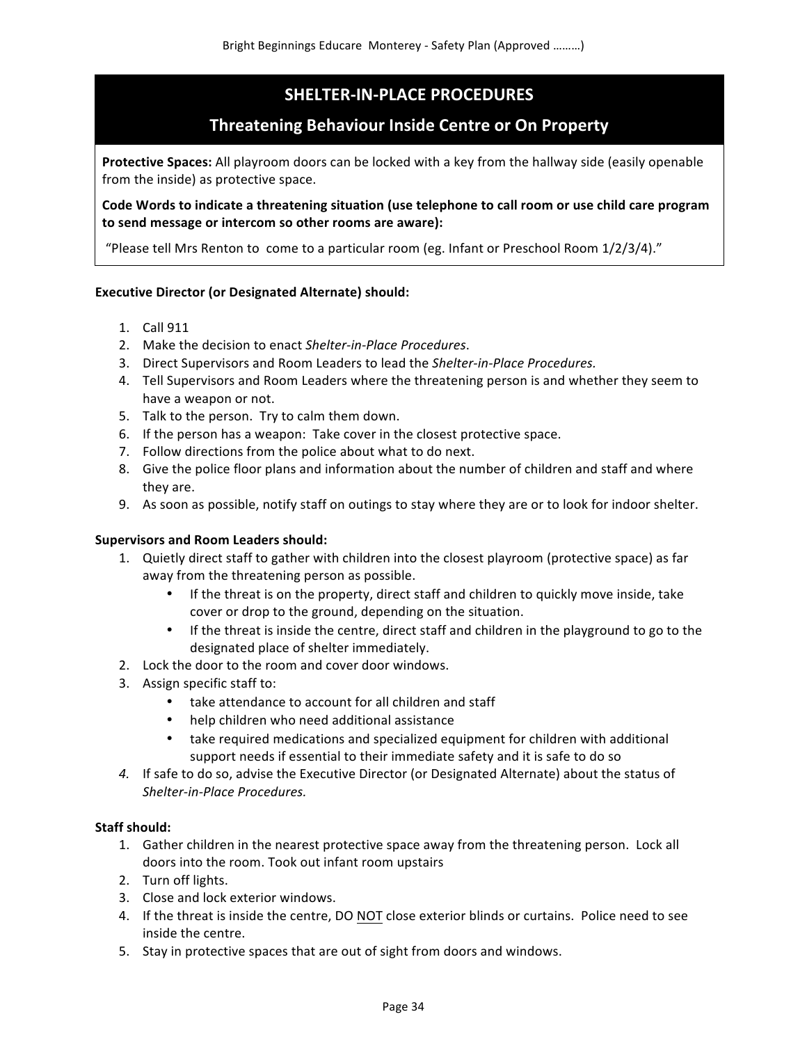## SHELTER-IN-PLACE PROCEDURES

## Threatening Behaviour Inside Centre or On Property

**Protective Spaces:** All playroom doors can be locked with a key from the hallway side (easily openable from the inside) as protective space.

**Code Words to indicate a threatening situation (use telephone to call room or use child care program to send message or intercom so other rooms are aware):**

"Please tell Mrs Renton to come to a particular room (eg. Infant or Preschool Room 1/2/3/4)."

**Executive Director (or Designated Alternate) should:**

1. Call 911
2. Make the decision to enact *Shelter-in-Place Procedures*.
3. Direct Supervisors and Room Leaders to lead the *Shelter-in-Place Procedures.*
4. Tell Supervisors and Room Leaders where the threatening person is and whether they seem to have a weapon or not.
5. Talk to the person. Try to calm them down.
6. If the person has a weapon: Take cover in the closest protective space.
7. Follow directions from the police about what to do next.
8. Give the police floor plans and information about the number of children and staff and where they are.
9. As soon as possible, notify staff on outings to stay where they are or to look for indoor shelter.

**Supervisors and Room Leaders should:**

1. Quietly direct staff to gather with children into the closest playroom (protective space) as far away from the threatening person as possible.
   - If the threat is on the property, direct staff and children to quickly move inside, take cover or drop to the ground, depending on the situation.
   - If the threat is inside the centre, direct staff and children in the playground to go to the designated place of shelter immediately.
2. Lock the door to the room and cover door windows.
3. Assign specific staff to:
   - take attendance to account for all children and staff
   - help children who need additional assistance
   - take required medications and specialized equipment for children with additional support needs if essential to their immediate safety and it is safe to do so
4. If safe to do so, advise the Executive Director (or Designated Alternate) about the status of *Shelter-in-Place Procedures.*

**Staff should:**

1. Gather children in the nearest protective space away from the threatening person. Lock all doors into the room. Took out infant room upstairs
2. Turn off lights.
3. Close and lock exterior windows.
4. If the threat is inside the centre, DO NOT close exterior blinds or curtains. Police need to see inside the centre.
5. Stay in protective spaces that are out of sight from doors and windows.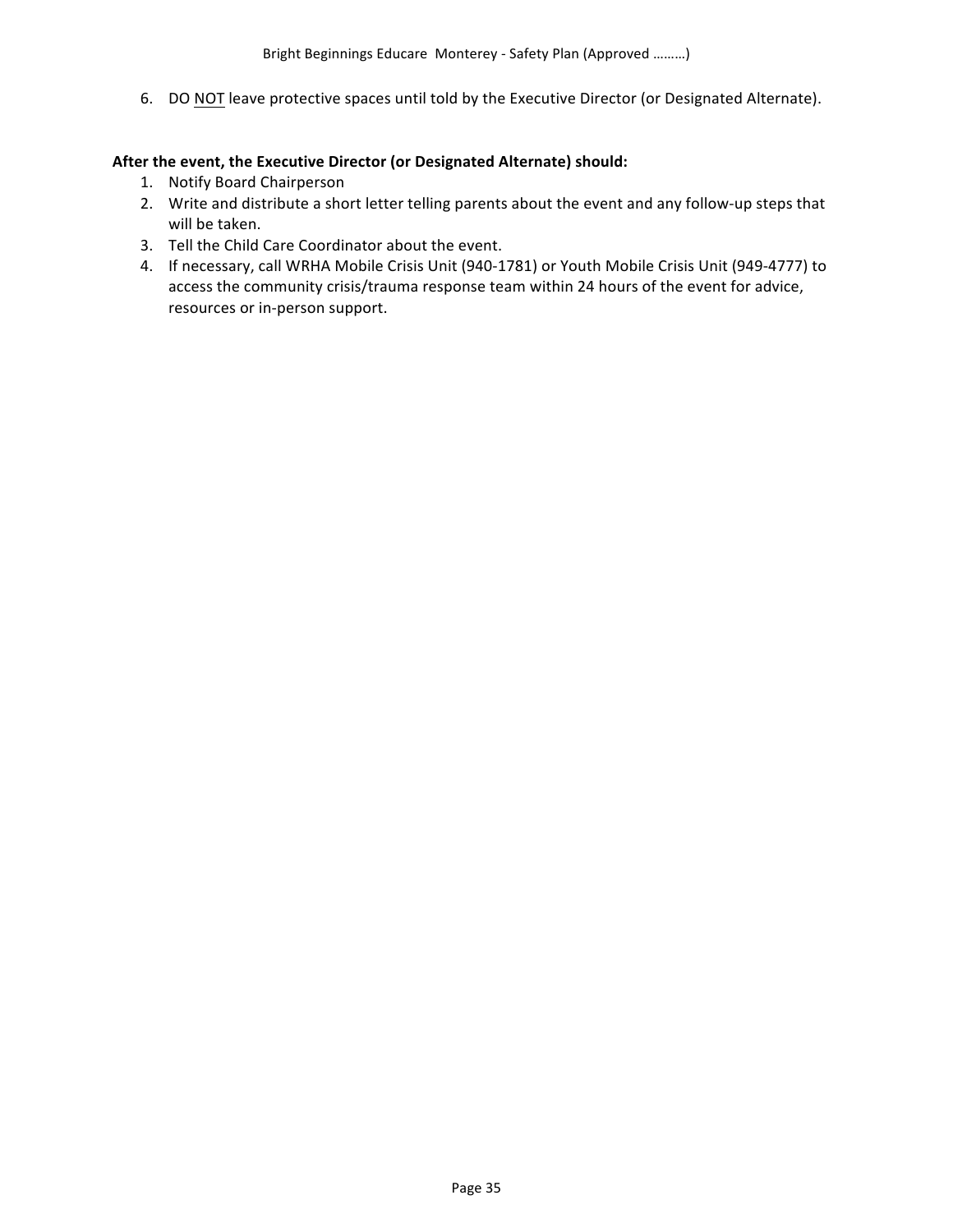6. DO NOT leave protective spaces until told by the Executive Director (or Designated Alternate).

**After the event, the Executive Director (or Designated Alternate) should:**

1. Notify Board Chairperson
2. Write and distribute a short letter telling parents about the event and any follow-up steps that will be taken.
3. Tell the Child Care Coordinator about the event.
4. If necessary, call WRHA Mobile Crisis Unit (940-1781) or Youth Mobile Crisis Unit (949-4777) to access the community crisis/trauma response team within 24 hours of the event for advice, resources or in-person support.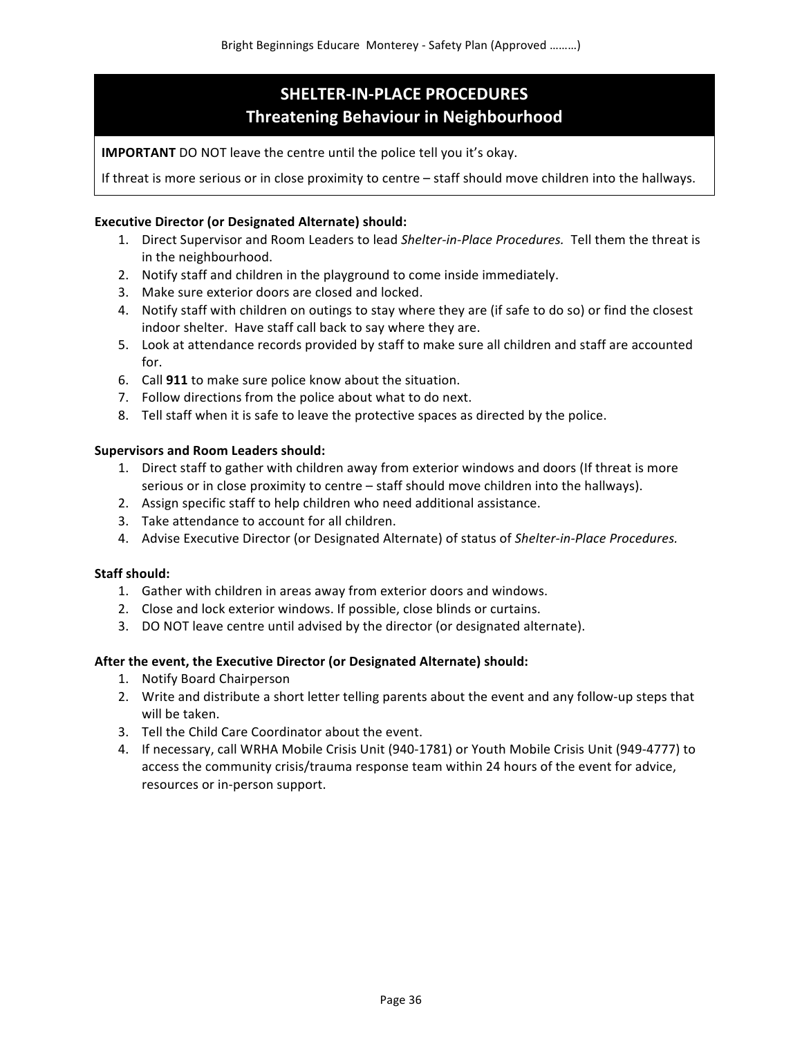# SHELTER-IN-PLACE PROCEDURES
## Threatening Behaviour in Neighbourhood

**IMPORTANT** DO NOT leave the centre until the police tell you it's okay.

If threat is more serious or in close proximity to centre – staff should move children into the hallways.

**Executive Director (or Designated Alternate) should:**

1. Direct Supervisor and Room Leaders to lead *Shelter-in-Place Procedures.* Tell them the threat is in the neighbourhood.
2. Notify staff and children in the playground to come inside immediately.
3. Make sure exterior doors are closed and locked.
4. Notify staff with children on outings to stay where they are (if safe to do so) or find the closest indoor shelter. Have staff call back to say where they are.
5. Look at attendance records provided by staff to make sure all children and staff are accounted for.
6. Call **911** to make sure police know about the situation.
7. Follow directions from the police about what to do next.
8. Tell staff when it is safe to leave the protective spaces as directed by the police.

**Supervisors and Room Leaders should:**

1. Direct staff to gather with children away from exterior windows and doors (If threat is more serious or in close proximity to centre – staff should move children into the hallways).
2. Assign specific staff to help children who need additional assistance.
3. Take attendance to account for all children.
4. Advise Executive Director (or Designated Alternate) of status of *Shelter-in-Place Procedures.*

**Staff should:**

1. Gather with children in areas away from exterior doors and windows.
2. Close and lock exterior windows. If possible, close blinds or curtains.
3. DO NOT leave centre until advised by the director (or designated alternate).

**After the event, the Executive Director (or Designated Alternate) should:**

1. Notify Board Chairperson
2. Write and distribute a short letter telling parents about the event and any follow-up steps that will be taken.
3. Tell the Child Care Coordinator about the event.
4. If necessary, call WRHA Mobile Crisis Unit (940-1781) or Youth Mobile Crisis Unit (949-4777) to access the community crisis/trauma response team within 24 hours of the event for advice, resources or in-person support.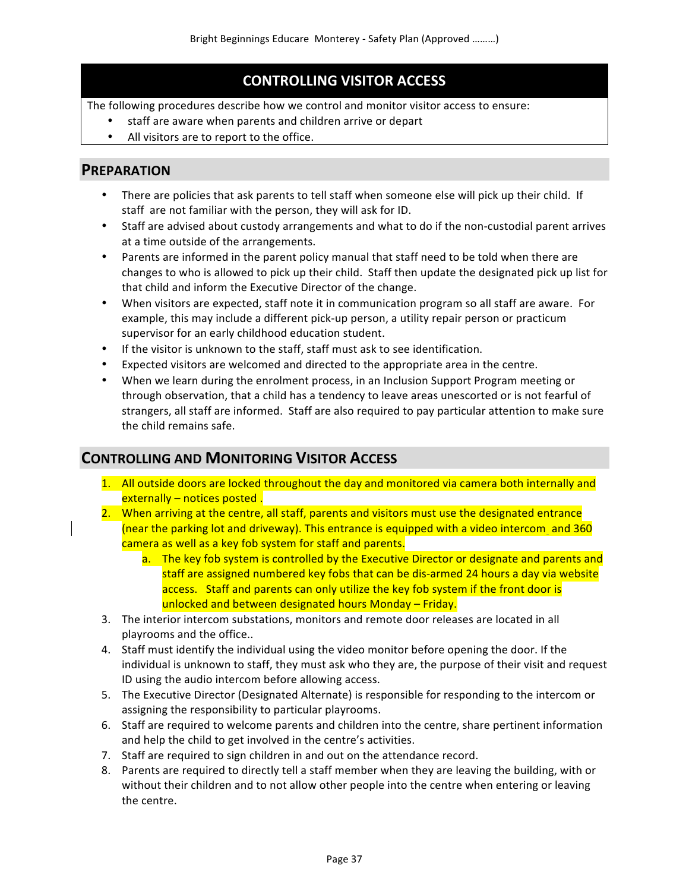## CONTROLLING VISITOR ACCESS

The following procedures describe how we control and monitor visitor access to ensure:

- staff are aware when parents and children arrive or depart
- All visitors are to report to the office.

## PREPARATION

- There are policies that ask parents to tell staff when someone else will pick up their child. If staff are not familiar with the person, they will ask for ID.
- Staff are advised about custody arrangements and what to do if the non-custodial parent arrives at a time outside of the arrangements.
- Parents are informed in the parent policy manual that staff need to be told when there are changes to who is allowed to pick up their child. Staff then update the designated pick up list for that child and inform the Executive Director of the change.
- When visitors are expected, staff note it in communication program so all staff are aware. For example, this may include a different pick-up person, a utility repair person or practicum supervisor for an early childhood education student.
- If the visitor is unknown to the staff, staff must ask to see identification.
- Expected visitors are welcomed and directed to the appropriate area in the centre.
- When we learn during the enrolment process, in an Inclusion Support Program meeting or through observation, that a child has a tendency to leave areas unescorted or is not fearful of strangers, all staff are informed. Staff are also required to pay particular attention to make sure the child remains safe.

## CONTROLLING AND MONITORING VISITOR ACCESS

1. All outside doors are locked throughout the day and monitored via camera both internally and externally – notices posted .
2. When arriving at the centre, all staff, parents and visitors must use the designated entrance (near the parking lot and driveway). This entrance is equipped with a video intercom and 360 camera as well as a key fob system for staff and parents.
   a. The key fob system is controlled by the Executive Director or designate and parents and staff are assigned numbered key fobs that can be dis-armed 24 hours a day via website access. Staff and parents can only utilize the key fob system if the front door is unlocked and between designated hours Monday – Friday.
3. The interior intercom substations, monitors and remote door releases are located in all playrooms and the office..
4. Staff must identify the individual using the video monitor before opening the door. If the individual is unknown to staff, they must ask who they are, the purpose of their visit and request ID using the audio intercom before allowing access.
5. The Executive Director (Designated Alternate) is responsible for responding to the intercom or assigning the responsibility to particular playrooms.
6. Staff are required to welcome parents and children into the centre, share pertinent information and help the child to get involved in the centre's activities.
7. Staff are required to sign children in and out on the attendance record.
8. Parents are required to directly tell a staff member when they are leaving the building, with or without their children and to not allow other people into the centre when entering or leaving the centre.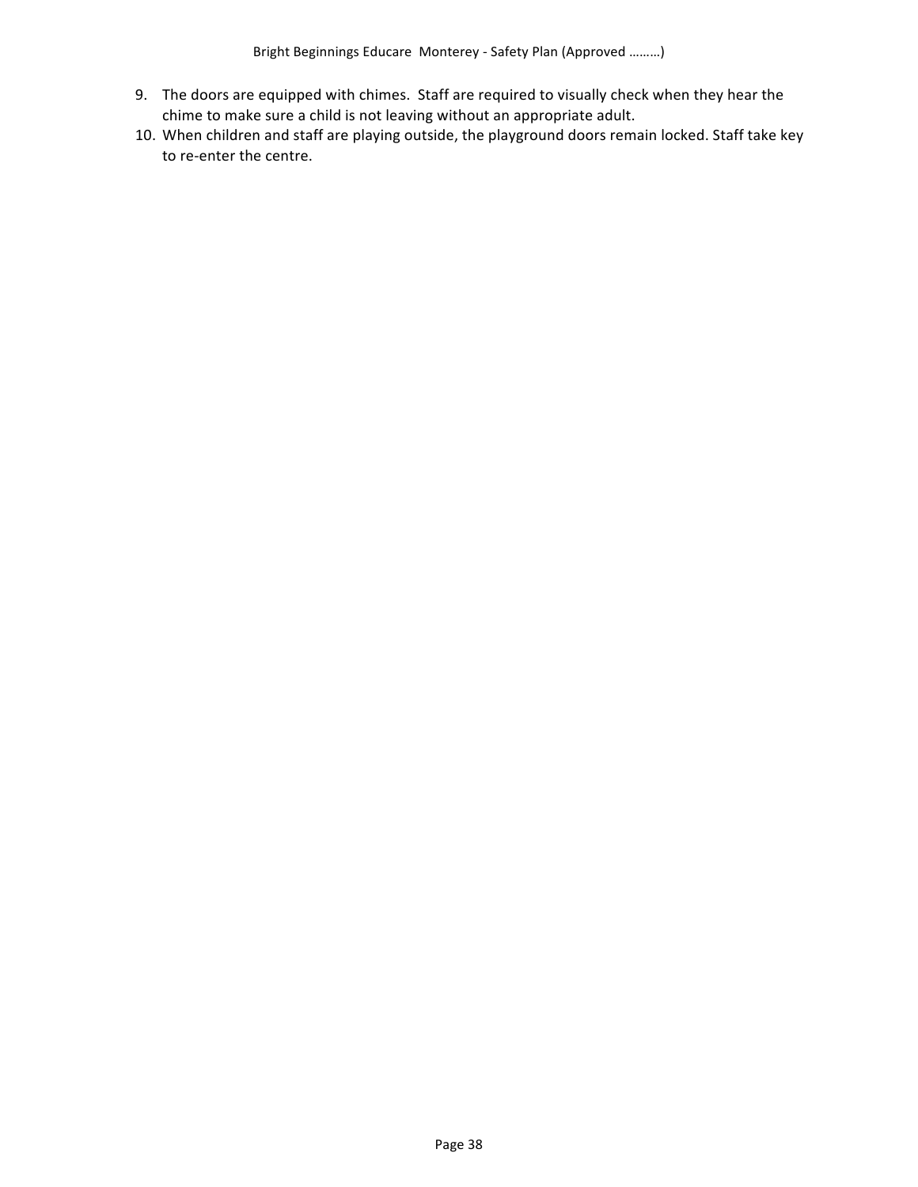9. The doors are equipped with chimes.  Staff are required to visually check when they hear the chime to make sure a child is not leaving without an appropriate adult.
10. When children and staff are playing outside, the playground doors remain locked. Staff take key to re-enter the centre.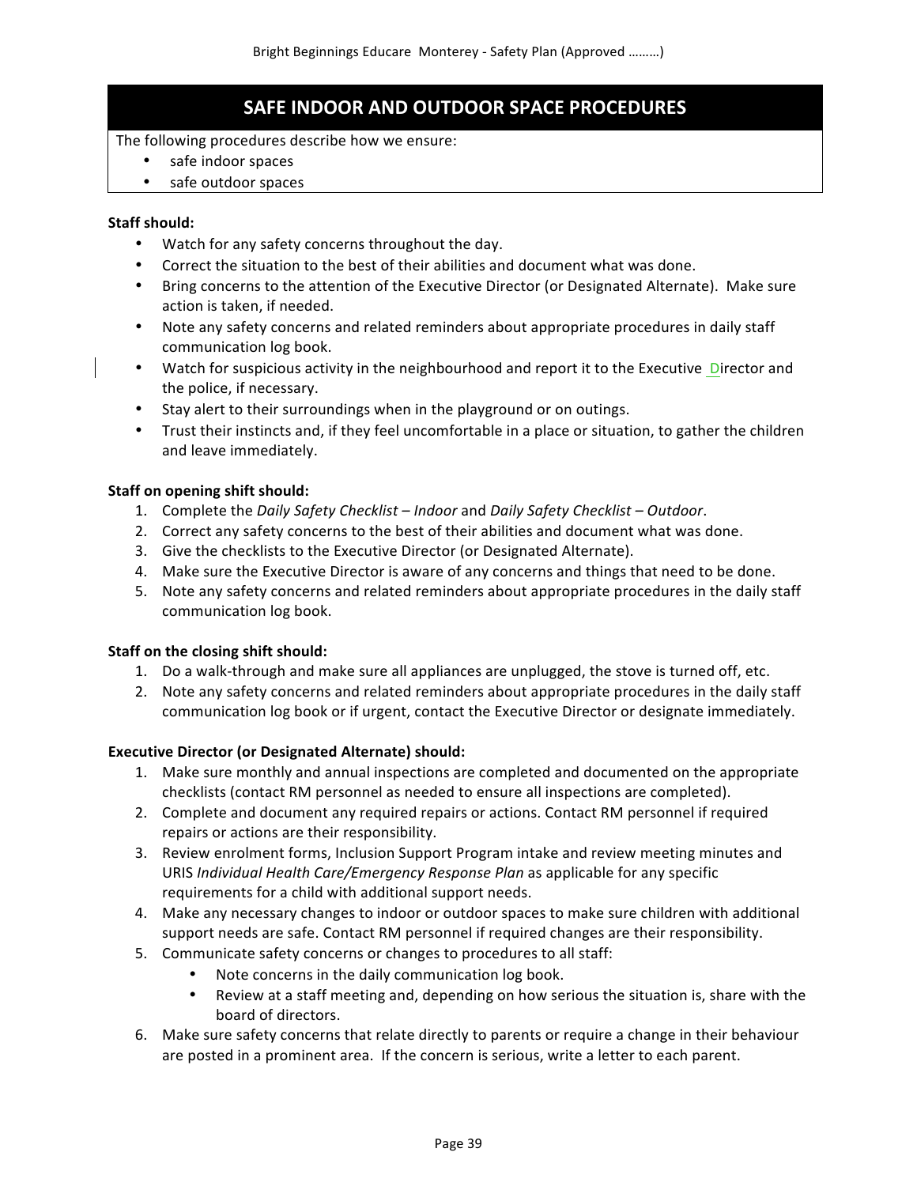## SAFE INDOOR AND OUTDOOR SPACE PROCEDURES

The following procedures describe how we ensure:

- safe indoor spaces
- safe outdoor spaces

**Staff should:**

- Watch for any safety concerns throughout the day.
- Correct the situation to the best of their abilities and document what was done.
- Bring concerns to the attention of the Executive Director (or Designated Alternate). Make sure action is taken, if needed.
- Note any safety concerns and related reminders about appropriate procedures in daily staff communication log book.
- Watch for suspicious activity in the neighbourhood and report it to the Executive Director and the police, if necessary.
- Stay alert to their surroundings when in the playground or on outings.
- Trust their instincts and, if they feel uncomfortable in a place or situation, to gather the children and leave immediately.

**Staff on opening shift should:**

1. Complete the *Daily Safety Checklist – Indoor* and *Daily Safety Checklist – Outdoor*.
2. Correct any safety concerns to the best of their abilities and document what was done.
3. Give the checklists to the Executive Director (or Designated Alternate).
4. Make sure the Executive Director is aware of any concerns and things that need to be done.
5. Note any safety concerns and related reminders about appropriate procedures in the daily staff communication log book.

**Staff on the closing shift should:**

1. Do a walk-through and make sure all appliances are unplugged, the stove is turned off, etc.
2. Note any safety concerns and related reminders about appropriate procedures in the daily staff communication log book or if urgent, contact the Executive Director or designate immediately.

**Executive Director (or Designated Alternate) should:**

1. Make sure monthly and annual inspections are completed and documented on the appropriate checklists (contact RM personnel as needed to ensure all inspections are completed).
2. Complete and document any required repairs or actions. Contact RM personnel if required repairs or actions are their responsibility.
3. Review enrolment forms, Inclusion Support Program intake and review meeting minutes and URIS *Individual Health Care/Emergency Response Plan* as applicable for any specific requirements for a child with additional support needs.
4. Make any necessary changes to indoor or outdoor spaces to make sure children with additional support needs are safe. Contact RM personnel if required changes are their responsibility.
5. Communicate safety concerns or changes to procedures to all staff:
   - Note concerns in the daily communication log book.
   - Review at a staff meeting and, depending on how serious the situation is, share with the board of directors.
6. Make sure safety concerns that relate directly to parents or require a change in their behaviour are posted in a prominent area. If the concern is serious, write a letter to each parent.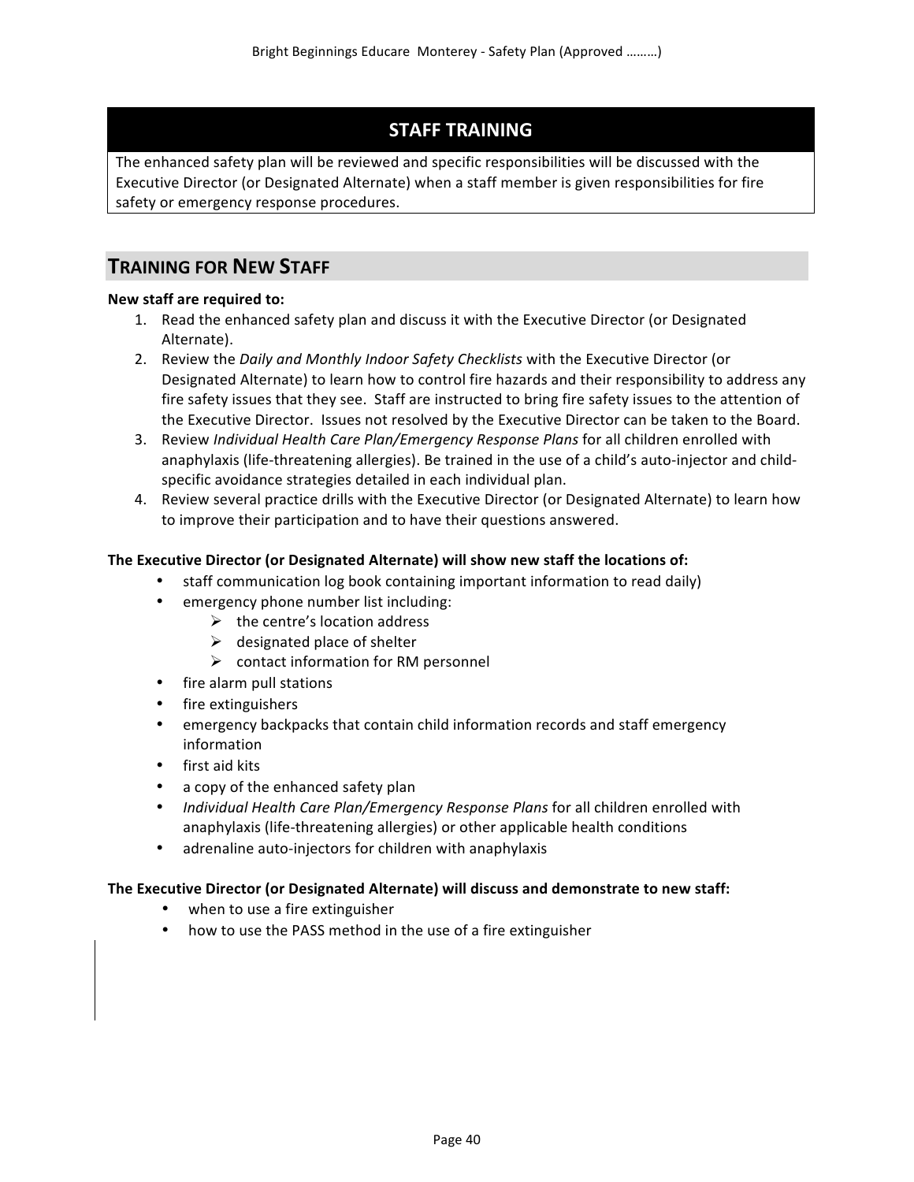## STAFF TRAINING

The enhanced safety plan will be reviewed and specific responsibilities will be discussed with the Executive Director (or Designated Alternate) when a staff member is given responsibilities for fire safety or emergency response procedures.

## TRAINING FOR NEW STAFF

**New staff are required to:**

1. Read the enhanced safety plan and discuss it with the Executive Director (or Designated Alternate).
2. Review the *Daily and Monthly Indoor Safety Checklists* with the Executive Director (or Designated Alternate) to learn how to control fire hazards and their responsibility to address any fire safety issues that they see. Staff are instructed to bring fire safety issues to the attention of the Executive Director. Issues not resolved by the Executive Director can be taken to the Board.
3. Review *Individual Health Care Plan/Emergency Response Plans* for all children enrolled with anaphylaxis (life-threatening allergies). Be trained in the use of a child's auto-injector and child-specific avoidance strategies detailed in each individual plan.
4. Review several practice drills with the Executive Director (or Designated Alternate) to learn how to improve their participation and to have their questions answered.

**The Executive Director (or Designated Alternate) will show new staff the locations of:**

- staff communication log book containing important information to read daily)
- emergency phone number list including:
  - the centre's location address
  - designated place of shelter
  - contact information for RM personnel
- fire alarm pull stations
- fire extinguishers
- emergency backpacks that contain child information records and staff emergency information
- first aid kits
- a copy of the enhanced safety plan
- *Individual Health Care Plan/Emergency Response Plans* for all children enrolled with anaphylaxis (life-threatening allergies) or other applicable health conditions
- adrenaline auto-injectors for children with anaphylaxis

**The Executive Director (or Designated Alternate) will discuss and demonstrate to new staff:**

- when to use a fire extinguisher
- how to use the PASS method in the use of a fire extinguisher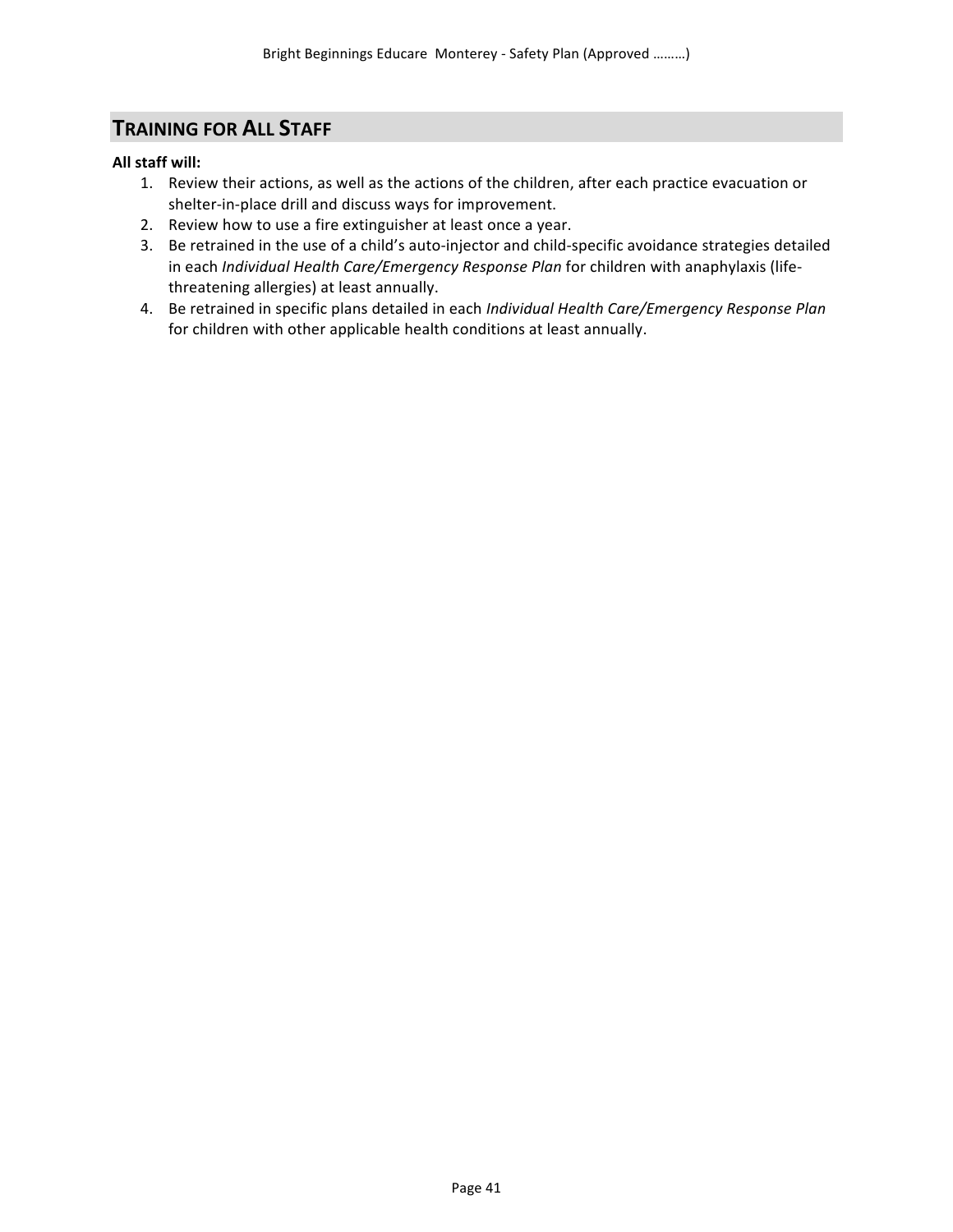## Training for All Staff

**All staff will:**

1. Review their actions, as well as the actions of the children, after each practice evacuation or shelter-in-place drill and discuss ways for improvement.
2. Review how to use a fire extinguisher at least once a year.
3. Be retrained in the use of a child's auto-injector and child-specific avoidance strategies detailed in each *Individual Health Care/Emergency Response Plan* for children with anaphylaxis (life-threatening allergies) at least annually.
4. Be retrained in specific plans detailed in each *Individual Health Care/Emergency Response Plan* for children with other applicable health conditions at least annually.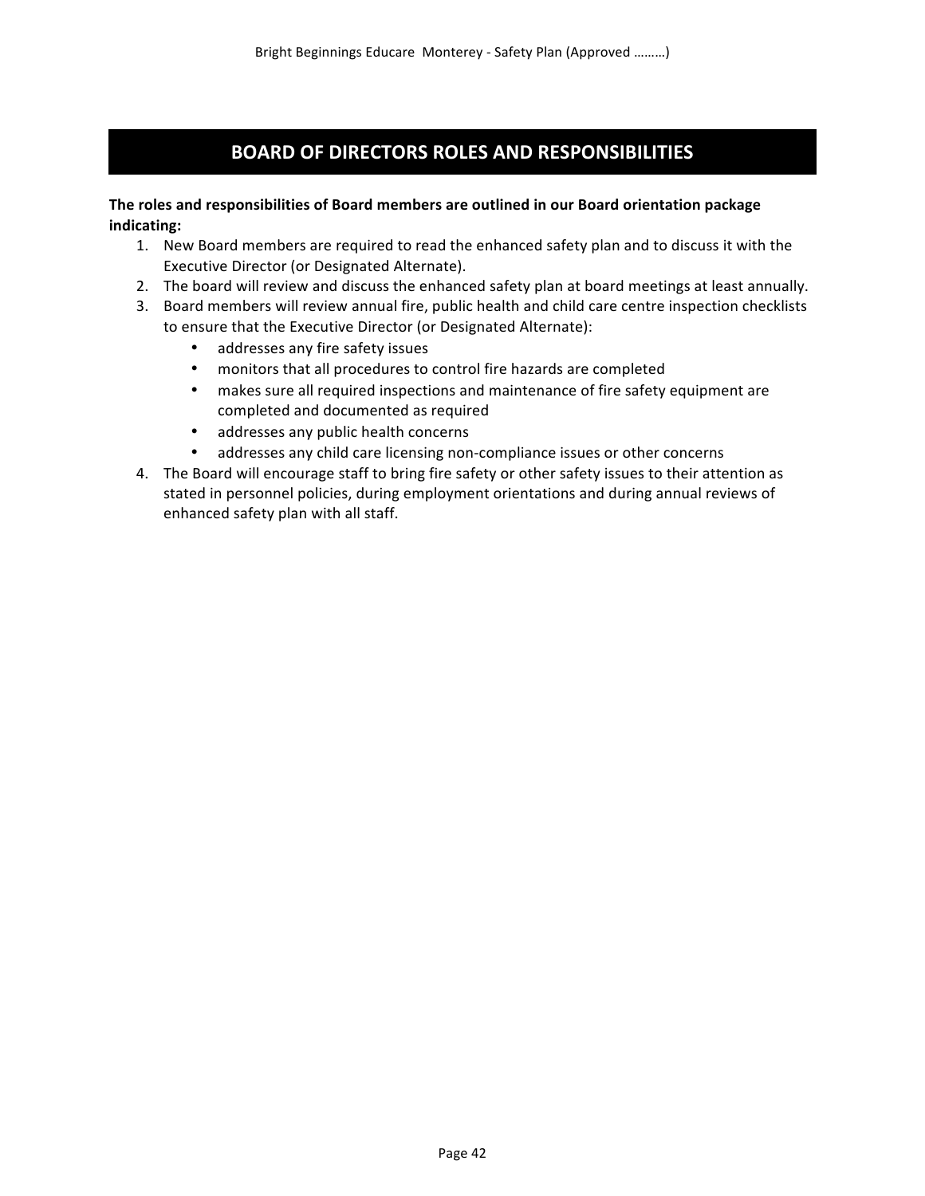# BOARD OF DIRECTORS ROLES AND RESPONSIBILITIES

**The roles and responsibilities of Board members are outlined in our Board orientation package indicating:**

1. New Board members are required to read the enhanced safety plan and to discuss it with the Executive Director (or Designated Alternate).
2. The board will review and discuss the enhanced safety plan at board meetings at least annually.
3. Board members will review annual fire, public health and child care centre inspection checklists to ensure that the Executive Director (or Designated Alternate):
   - addresses any fire safety issues
   - monitors that all procedures to control fire hazards are completed
   - makes sure all required inspections and maintenance of fire safety equipment are completed and documented as required
   - addresses any public health concerns
   - addresses any child care licensing non-compliance issues or other concerns
4. The Board will encourage staff to bring fire safety or other safety issues to their attention as stated in personnel policies, during employment orientations and during annual reviews of enhanced safety plan with all staff.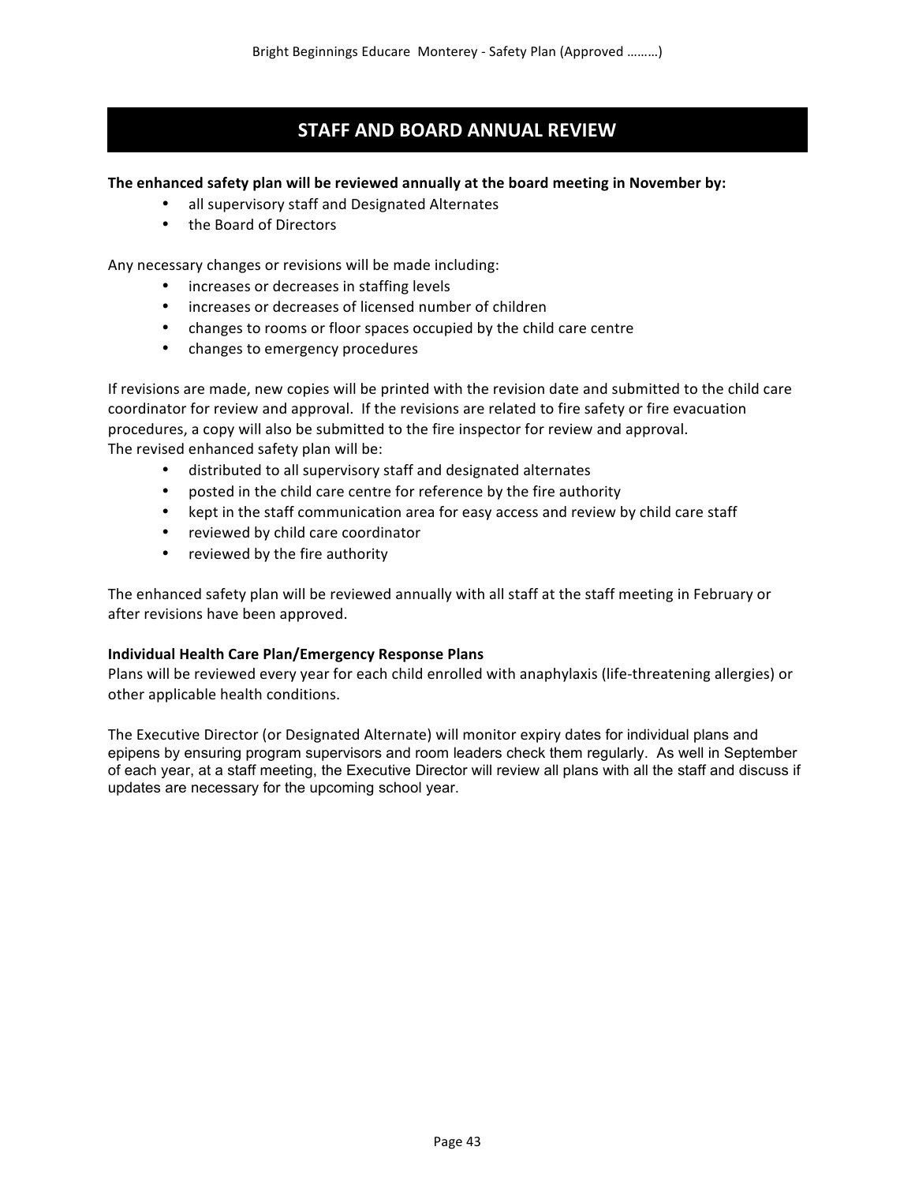## STAFF AND BOARD ANNUAL REVIEW

**The enhanced safety plan will be reviewed annually at the board meeting in November by:**

- all supervisory staff and Designated Alternates
- the Board of Directors

Any necessary changes or revisions will be made including:

- increases or decreases in staffing levels
- increases or decreases of licensed number of children
- changes to rooms or floor spaces occupied by the child care centre
- changes to emergency procedures

If revisions are made, new copies will be printed with the revision date and submitted to the child care coordinator for review and approval. If the revisions are related to fire safety or fire evacuation procedures, a copy will also be submitted to the fire inspector for review and approval.
The revised enhanced safety plan will be:

- distributed to all supervisory staff and designated alternates
- posted in the child care centre for reference by the fire authority
- kept in the staff communication area for easy access and review by child care staff
- reviewed by child care coordinator
- reviewed by the fire authority

The enhanced safety plan will be reviewed annually with all staff at the staff meeting in February or after revisions have been approved.

**Individual Health Care Plan/Emergency Response Plans**
Plans will be reviewed every year for each child enrolled with anaphylaxis (life-threatening allergies) or other applicable health conditions.

The Executive Director (or Designated Alternate) will monitor expiry dates for individual plans and epipens by ensuring program supervisors and room leaders check them regularly. As well in September of each year, at a staff meeting, the Executive Director will review all plans with all the staff and discuss if updates are necessary for the upcoming school year.